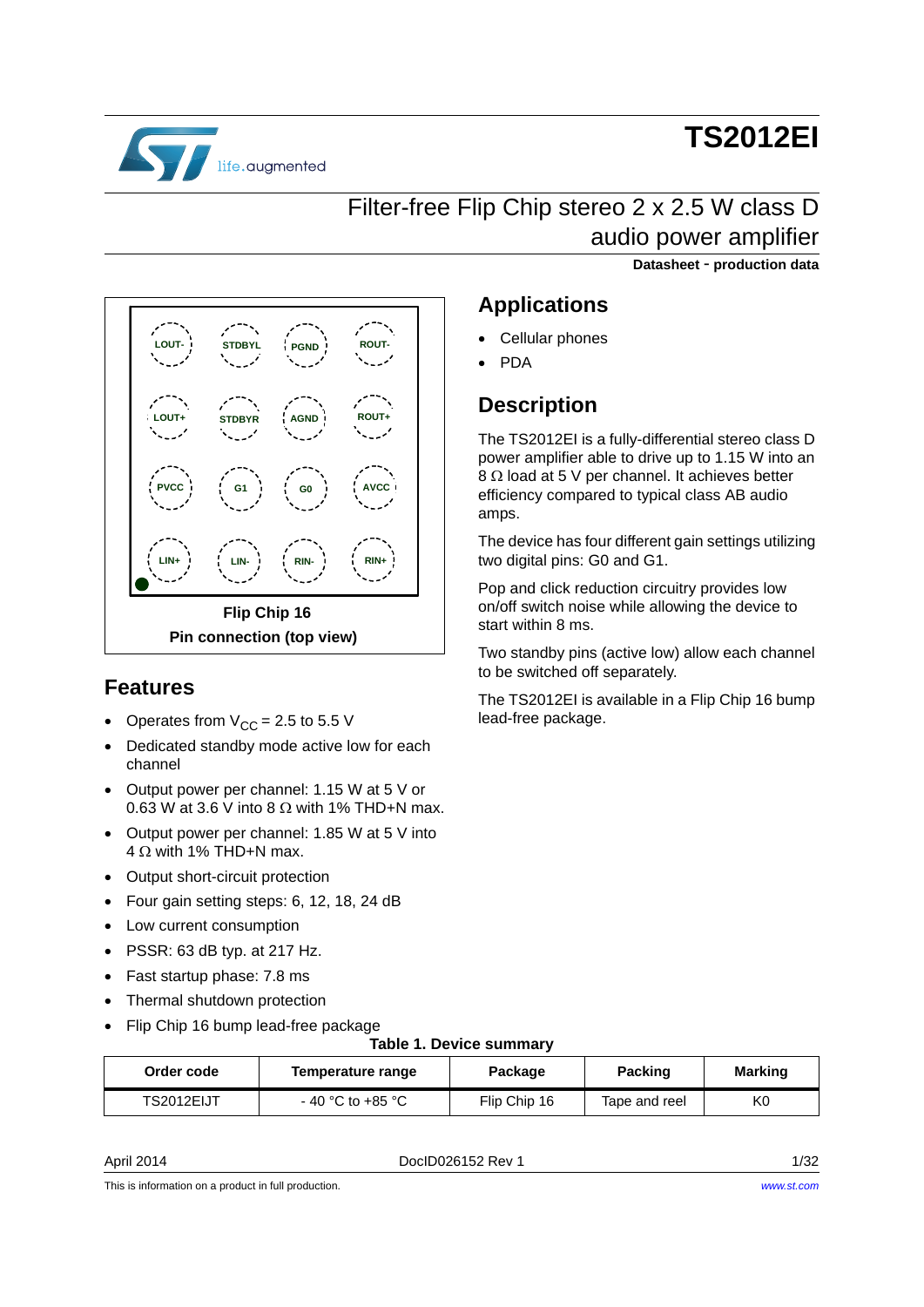# TS2012EI

## Filter-free Flip Chip stereo 2 x 2.5 W class D audio power amplifier

**Datasheet - production data**

| | | | |
|---|---|---|---|
| LOUT- | STDBYL | PGND | ROUT- |
| LOUT+ | STDBYR | AGND | ROUT+ |
| PVCC | G1 | G0 | AVCC |
| LIN+ | LIN- | RIN- | RIN+ |

**Flip Chip 16**

**Pin connection (top view)**

## Features

- Operates from $V_{CC}$ = 2.5 to 5.5 V
- Dedicated standby mode active low for each channel
- Output power per channel: 1.15 W at 5 V or 0.63 W at 3.6 V into 8 Ω with 1% THD+N max.
- Output power per channel: 1.85 W at 5 V into 4 Ω with 1% THD+N max.
- Output short-circuit protection
- Four gain setting steps: 6, 12, 18, 24 dB
- Low current consumption
- PSSR: 63 dB typ. at 217 Hz.
- Fast startup phase: 7.8 ms
- Thermal shutdown protection
- Flip Chip 16 bump lead-free package

## Applications

- Cellular phones
- PDA

## Description

The TS2012EI is a fully-differential stereo class D power amplifier able to drive up to 1.15 W into an 8 Ω load at 5 V per channel. It achieves better efficiency compared to typical class AB audio amps.

The device has four different gain settings utilizing two digital pins: G0 and G1.

Pop and click reduction circuitry provides low on/off switch noise while allowing the device to start within 8 ms.

Two standby pins (active low) allow each channel to be switched off separately.

The TS2012EI is available in a Flip Chip 16 bump lead-free package.

**Table 1. Device summary**

| Order code | Temperature range | Package | Packing | Marking |
|---|---|---|---|---|
| TS2012EIJT | - 40 °C to +85 °C | Flip Chip 16 | Tape and reel | K0 |

April 2014 DocID026152 Rev 1

This is information on a product in full production. www.st.com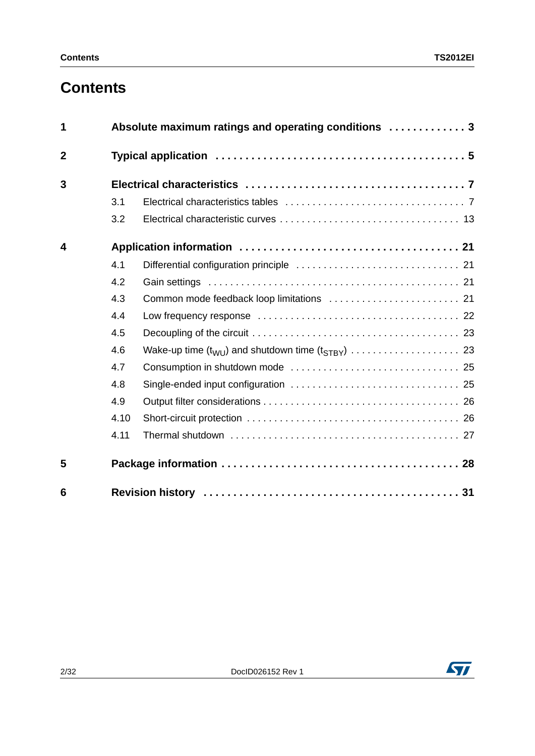# Contents

| | | | |
|---|---|---|---|
| **1** | **Absolute maximum ratings and operating conditions** | | **3** |
| **2** | **Typical application** | | **5** |
| **3** | **Electrical characteristics** | | **7** |
| | 3.1 | Electrical characteristics tables | 7 |
| | 3.2 | Electrical characteristic curves | 13 |
| **4** | **Application information** | | **21** |
| | 4.1 | Differential configuration principle | 21 |
| | 4.2 | Gain settings | 21 |
| | 4.3 | Common mode feedback loop limitations | 21 |
| | 4.4 | Low frequency response | 22 |
| | 4.5 | Decoupling of the circuit | 23 |
| | 4.6 | Wake-up time ($t_{WU}$) and shutdown time ($t_{STBY}$) | 23 |
| | 4.7 | Consumption in shutdown mode | 25 |
| | 4.8 | Single-ended input configuration | 25 |
| | 4.9 | Output filter considerations | 26 |
| | 4.10 | Short-circuit protection | 26 |
| | 4.11 | Thermal shutdown | 27 |
| **5** | **Package information** | | **28** |
| **6** | **Revision history** | | **31** |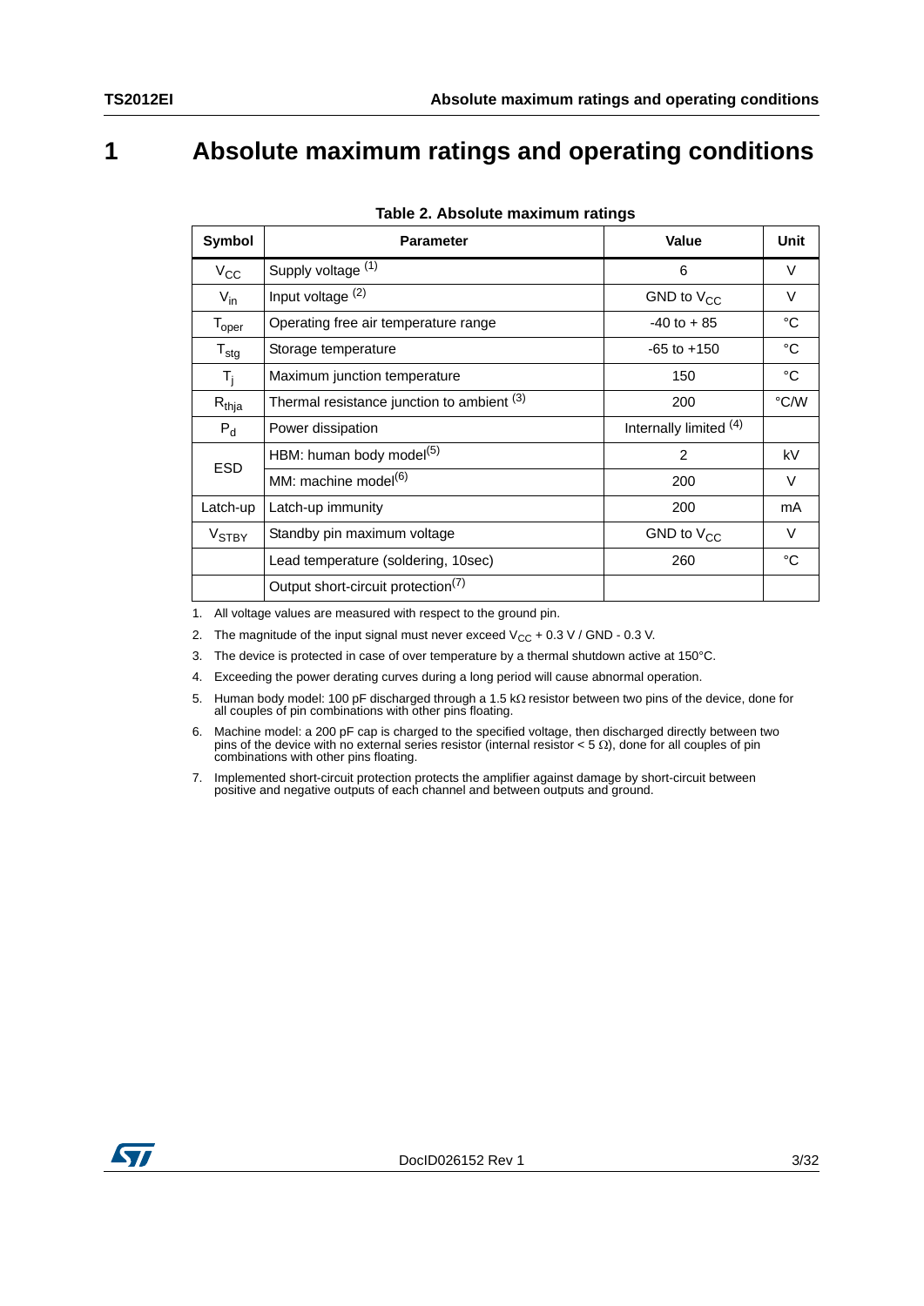# 1 Absolute maximum ratings and operating conditions

**Table 2. Absolute maximum ratings**

| Symbol | Parameter | Value | Unit |
|---|---|---|---|
| $V_{CC}$ | Supply voltage [1] | 6 | V |
| $V_{in}$ | Input voltage [2] | GND to $V_{CC}$ | V |
| $T_{oper}$ | Operating free air temperature range | -40 to + 85 | °C |
| $T_{stg}$ | Storage temperature | -65 to +150 | °C |
| $T_j$ | Maximum junction temperature | 150 | °C |
| $R_{thja}$ | Thermal resistance junction to ambient [3] | 200 | °C/W |
| $P_d$ | Power dissipation | Internally limited [4] | |
| ESD | HBM: human body model[5] | 2 | kV |
| | MM: machine model[6] | 200 | V |
| Latch-up | Latch-up immunity | 200 | mA |
| $V_{STBY}$ | Standby pin maximum voltage | GND to $V_{CC}$ | V |
| | Lead temperature (soldering, 10sec) | 260 | °C |
| | Output short-circuit protection[7] | | |

1. All voltage values are measured with respect to the ground pin.
2. The magnitude of the input signal must never exceed $V_{CC}$ + 0.3 V / GND - 0.3 V.
3. The device is protected in case of over temperature by a thermal shutdown active at 150°C.
4. Exceeding the power derating curves during a long period will cause abnormal operation.
5. Human body model: 100 pF discharged through a 1.5 kΩ resistor between two pins of the device, done for all couples of pin combinations with other pins floating.
6. Machine model: a 200 pF cap is charged to the specified voltage, then discharged directly between two pins of the device with no external series resistor (internal resistor < 5 Ω), done for all couples of pin combinations with other pins floating.
7. Implemented short-circuit protection protects the amplifier against damage by short-circuit between positive and negative outputs of each channel and between outputs and ground.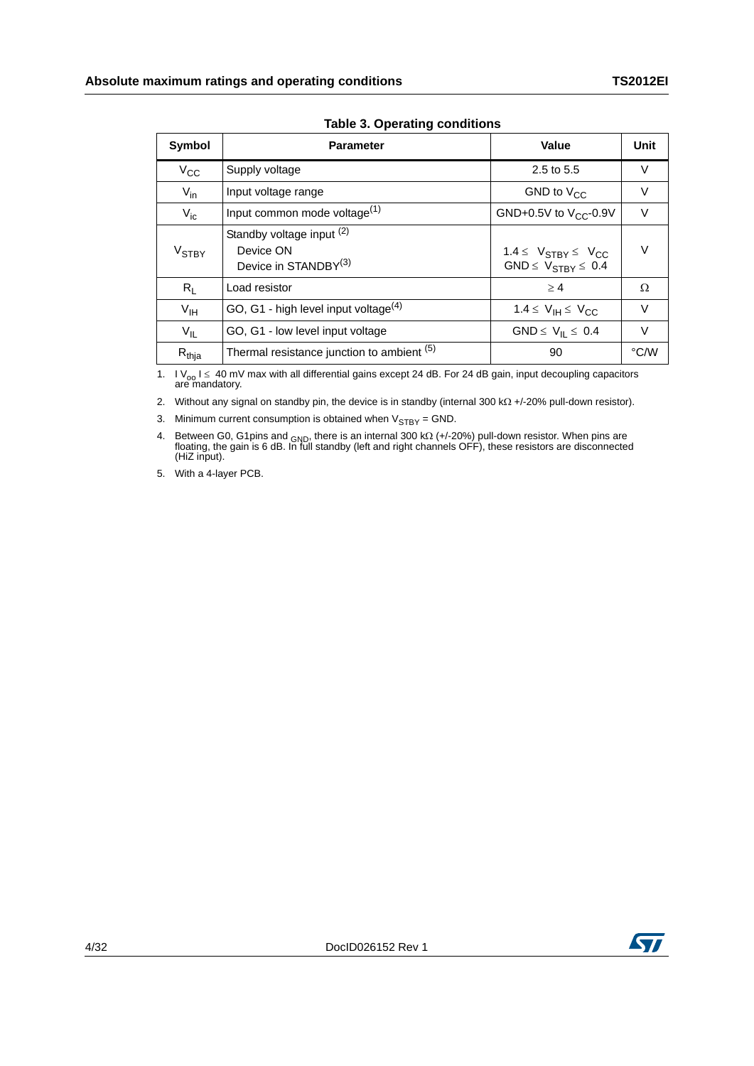**Table 3. Operating conditions**

| Symbol | Parameter | Value | Unit |
|---|---|---|---|
| $V_{CC}$ | Supply voltage | 2.5 to 5.5 | V |
| $V_{in}$ | Input voltage range | GND to $V_{CC}$ | V |
| $V_{ic}$ | Input common mode voltage[(1)] | GND+0.5V to $V_{CC}$-0.9V | V |
| $V_{STBY}$ | Standby voltage input [(2)]<br>Device ON<br>Device in STANDBY[(3)] | <br>$1.4 \leq V_{STBY} \leq V_{CC}$<br>$GND \leq V_{STBY} \leq 0.4$ | V |
| $R_L$ | Load resistor | $\geq 4$ | Ω |
| $V_{IH}$ | GO, G1 - high level input voltage[(4)] | $1.4 \leq V_{IH} \leq V_{CC}$ | V |
| $V_{IL}$ | GO, G1 - low level input voltage | $GND \leq V_{IL} \leq 0.4$ | V |
| $R_{thja}$ | Thermal resistance junction to ambient [(5)] | 90 | °C/W |

1. $|V_{oo}| \leq$ 40 mV max with all differential gains except 24 dB. For 24 dB gain, input decoupling capacitors are mandatory.
2. Without any signal on standby pin, the device is in standby (internal 300 kΩ +/-20% pull-down resistor).
3. Minimum current consumption is obtained when $V_{STBY}$ = GND.
4. Between G0, G1pins and GND, there is an internal 300 kΩ (+/-20%) pull-down resistor. When pins are floating, the gain is 6 dB. In full standby (left and right channels OFF), these resistors are disconnected (HiZ input).
5. With a 4-layer PCB.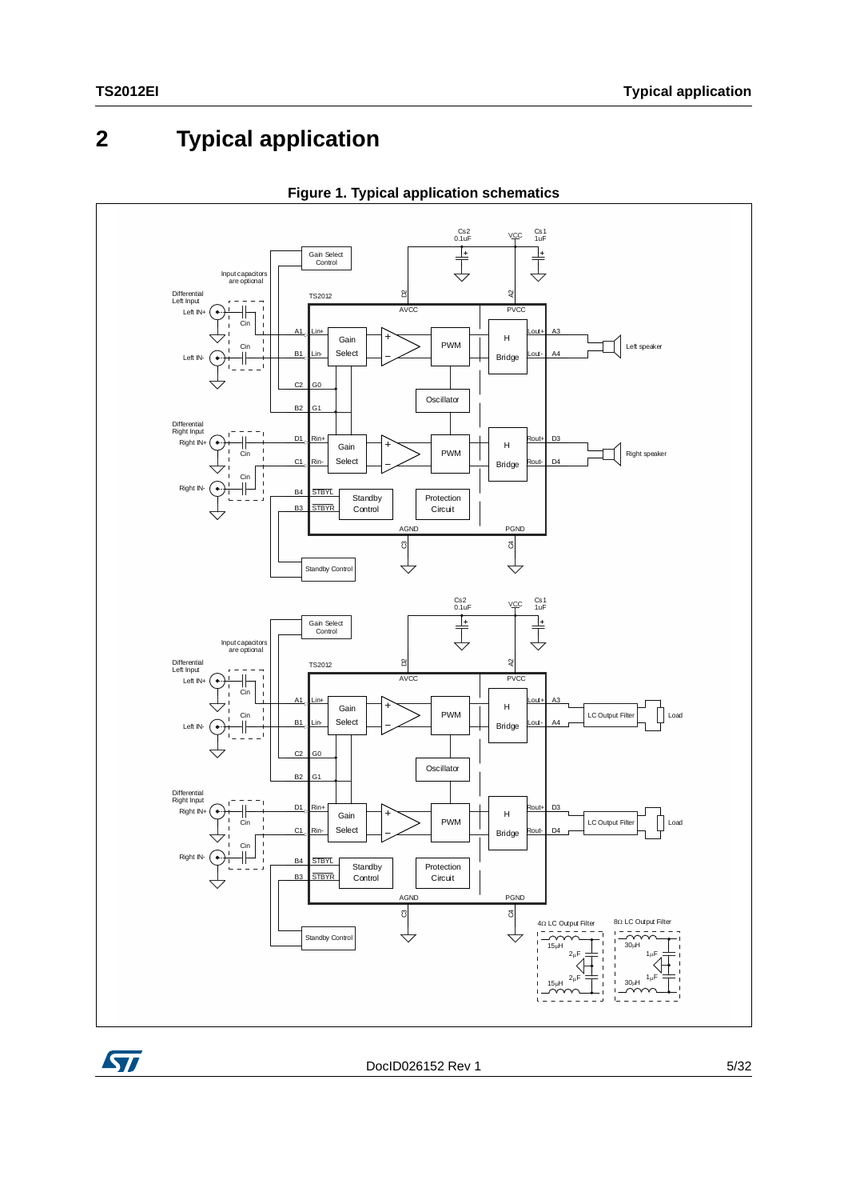# 2 Typical application

**Figure 1. Typical application schematics**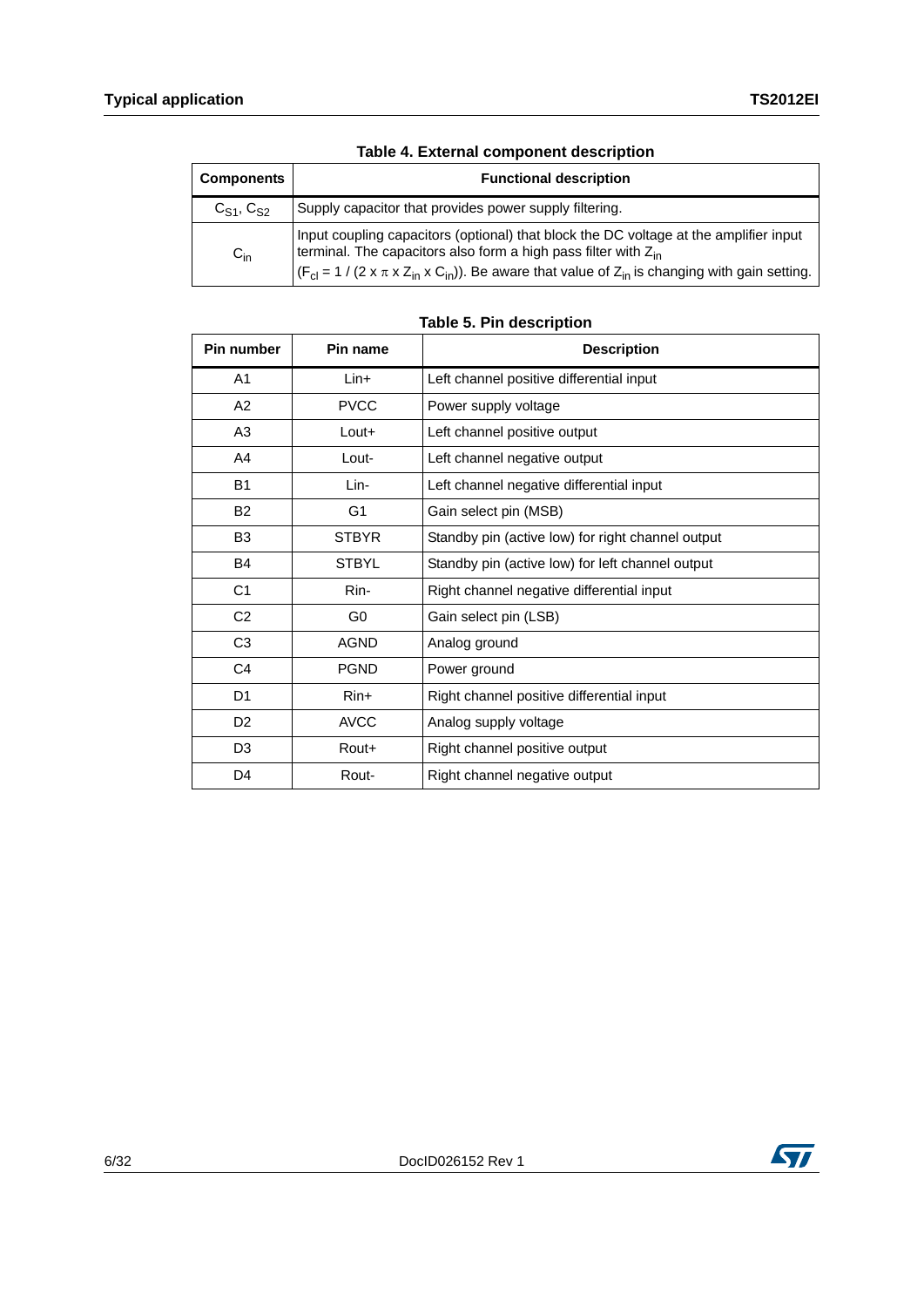**Table 4. External component description**

| Components | Functional description |
|---|---|
| $C_{S1}$, $C_{S2}$ | Supply capacitor that provides power supply filtering. |
| $C_{in}$ | Input coupling capacitors (optional) that block the DC voltage at the amplifier input terminal. The capacitors also form a high pass filter with $Z_{in}$ ($F_{cl} = 1 / (2 \times \pi \times Z_{in} \times C_{in})$). Be aware that value of $Z_{in}$ is changing with gain setting. |

**Table 5. Pin description**

| Pin number | Pin name | Description |
|---|---|---|
| A1 | Lin+ | Left channel positive differential input |
| A2 | PVCC | Power supply voltage |
| A3 | Lout+ | Left channel positive output |
| A4 | Lout- | Left channel negative output |
| B1 | Lin- | Left channel negative differential input |
| B2 | G1 | Gain select pin (MSB) |
| B3 | STBYR | Standby pin (active low) for right channel output |
| B4 | STBYL | Standby pin (active low) for left channel output |
| C1 | Rin- | Right channel negative differential input |
| C2 | G0 | Gain select pin (LSB) |
| C3 | AGND | Analog ground |
| C4 | PGND | Power ground |
| D1 | Rin+ | Right channel positive differential input |
| D2 | AVCC | Analog supply voltage |
| D3 | Rout+ | Right channel positive output |
| D4 | Rout- | Right channel negative output |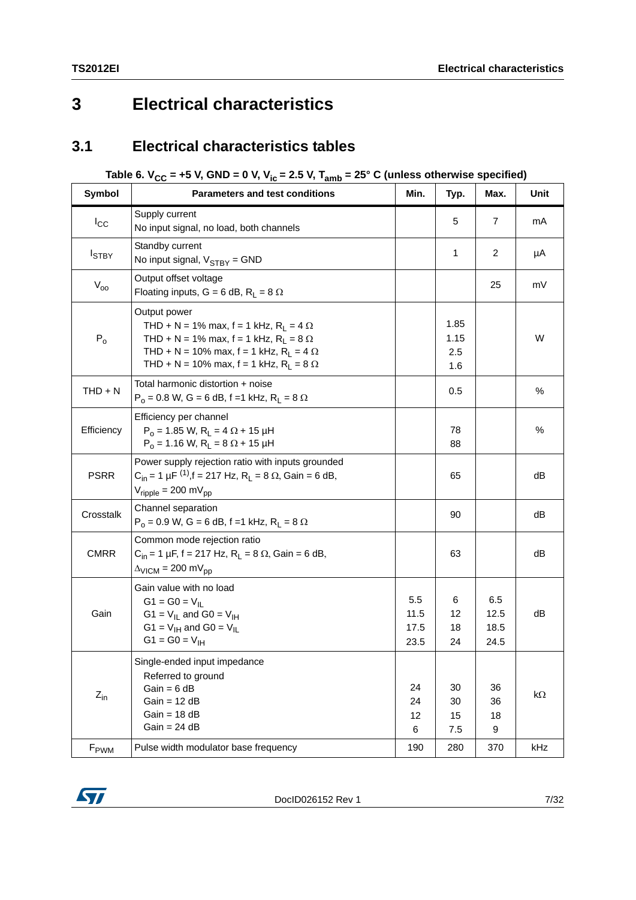# 3 Electrical characteristics

## 3.1 Electrical characteristics tables

**Table 6. $V_{CC}$ = +5 V, GND = 0 V, $V_{ic}$ = 2.5 V, $T_{amb}$ = 25° C (unless otherwise specified)**

| Symbol | Parameters and test conditions | Min. | Typ. | Max. | Unit |
|---|---|---|---|---|---|
| $I_{CC}$ | Supply current<br>No input signal, no load, both channels | | 5 | 7 | mA |
| $I_{STBY}$ | Standby current<br>No input signal, $V_{STBY}$ = GND | | 1 | 2 | µA |
| $V_{oo}$ | Output offset voltage<br>Floating inputs, G = 6 dB, $R_L$ = 8 Ω | | | 25 | mV |
| $P_o$ | Output power<br>THD + N = 1% max, f = 1 kHz, $R_L$ = 4 Ω<br>THD + N = 1% max, f = 1 kHz, $R_L$ = 8 Ω<br>THD + N = 10% max, f = 1 kHz, $R_L$ = 4 Ω<br>THD + N = 10% max, f = 1 kHz, $R_L$ = 8 Ω | | 1.85<br>1.15<br>2.5<br>1.6 | | W |
| THD + N | Total harmonic distortion + noise<br>$P_o$ = 0.8 W, G = 6 dB, f =1 kHz, $R_L$ = 8 Ω | | 0.5 | | % |
| Efficiency | Efficiency per channel<br>$P_o$ = 1.85 W, $R_L$ = 4 Ω + 15 µH<br>$P_o$ = 1.16 W, $R_L$ = 8 Ω + 15 µH | | 78<br>88 | | % |
| PSRR | Power supply rejection ratio with inputs grounded<br>$C_{in}$ = 1 µF [1],f = 217 Hz, $R_L$ = 8 Ω, Gain = 6 dB,<br>$V_{ripple}$ = 200 $mV_{pp}$ | | 65 | | dB |
| Crosstalk | Channel separation<br>$P_o$ = 0.9 W, G = 6 dB, f =1 kHz, $R_L$ = 8 Ω | | 90 | | dB |
| CMRR | Common mode rejection ratio<br>$C_{in}$ = 1 µF, f = 217 Hz, $R_L$ = 8 Ω, Gain = 6 dB,<br>$\Delta_{VICM}$ = 200 $mV_{pp}$ | | 63 | | dB |
| Gain | Gain value with no load<br>G1 = G0 = $V_{IL}$<br>G1 = $V_{IL}$ and G0 = $V_{IH}$<br>G1 = $V_{IH}$ and G0 = $V_{IL}$<br>G1 = G0 = $V_{IH}$ | 5.5<br>11.5<br>17.5<br>23.5 | 6<br>12<br>18<br>24 | 6.5<br>12.5<br>18.5<br>24.5 | dB |
| $Z_{in}$ | Single-ended input impedance<br>Referred to ground<br>Gain = 6 dB<br>Gain = 12 dB<br>Gain = 18 dB<br>Gain = 24 dB | 24<br>24<br>12<br>6 | 30<br>30<br>15<br>7.5 | 36<br>36<br>18<br>9 | kΩ |
| $F_{PWM}$ | Pulse width modulator base frequency | 190 | 280 | 370 | kHz |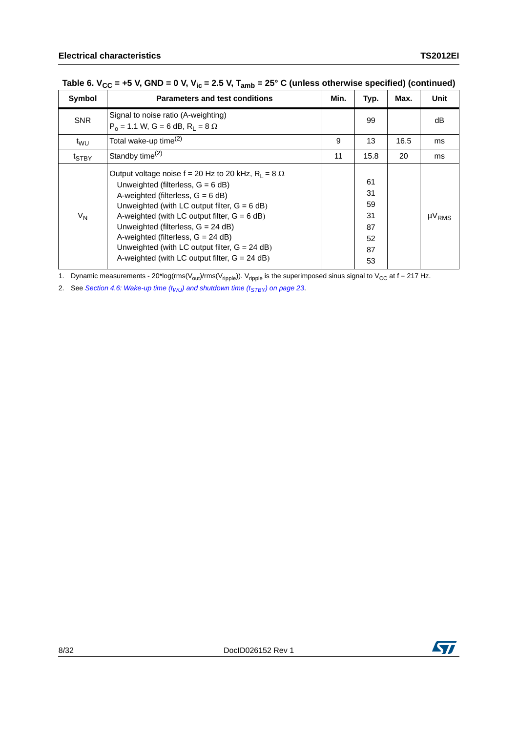**Table 6. $V_{CC}$ = +5 V, GND = 0 V, $V_{ic}$ = 2.5 V, $T_{amb}$ = 25° C (unless otherwise specified) (continued)**

| Symbol | Parameters and test conditions | Min. | Typ. | Max. | Unit |
|---|---|---|---|---|---|
| SNR | Signal to noise ratio (A-weighting)<br>$P_o$ = 1.1 W, G = 6 dB, $R_L$ = 8 Ω | | 99 | | dB |
| $t_{WU}$ | Total wake-up time[(2)] | 9 | 13 | 16.5 | ms |
| $t_{STBY}$ | Standby time[(2)] | 11 | 15.8 | 20 | ms |
| $V_N$ | Output voltage noise f = 20 Hz to 20 kHz, $R_L$ = 8 Ω<br>Unweighted (filterless, G = 6 dB)<br>A-weighted (filterless, G = 6 dB)<br>Unweighted (with LC output filter, G = 6 dB)<br>A-weighted (with LC output filter, G = 6 dB)<br>Unweighted (filterless, G = 24 dB)<br>A-weighted (filterless, G = 24 dB)<br>Unweighted (with LC output filter, G = 24 dB)<br>A-weighted (with LC output filter, G = 24 dB) | | <br>61<br>31<br>59<br>31<br>87<br>52<br>87<br>53 | | $\mu V_{RMS}$ |

1. Dynamic measurements - 20*log(rms($V_{out}$)/rms($V_{ripple}$)). $V_{ripple}$ is the superimposed sinus signal to $V_{CC}$ at f = 217 Hz.
2. See *Section 4.6: Wake-up time ($t_{WU}$) and shutdown time ($t_{STBY}$) on page 23*.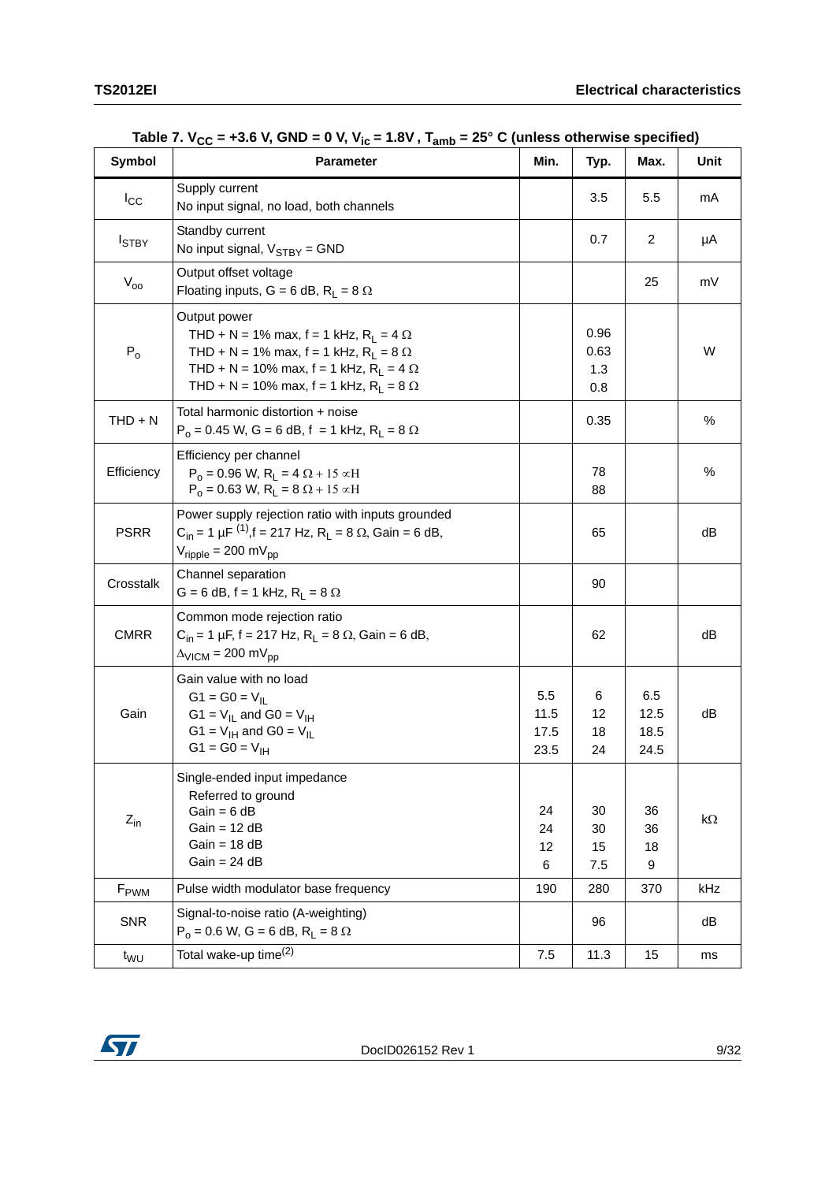Table 7. $V_{CC}$ = +3.6 V, GND = 0 V, $V_{ic}$ = 1.8V , $T_{amb}$ = 25° C (unless otherwise specified)

| Symbol | Parameter | Min. | Typ. | Max. | Unit |
|---|---|---|---|---|---|
| $I_{CC}$ | Supply current<br>No input signal, no load, both channels | | 3.5 | 5.5 | mA |
| $I_{STBY}$ | Standby current<br>No input signal, $V_{STBY}$ = GND | | 0.7 | 2 | µA |
| $V_{oo}$ | Output offset voltage<br>Floating inputs, G = 6 dB, $R_L$ = 8 Ω | | | 25 | mV |
| $P_o$ | Output power<br>THD + N = 1% max, f = 1 kHz, $R_L$ = 4 Ω<br>THD + N = 1% max, f = 1 kHz, $R_L$ = 8 Ω<br>THD + N = 10% max, f = 1 kHz, $R_L$ = 4 Ω<br>THD + N = 10% max, f = 1 kHz, $R_L$ = 8 Ω | | 0.96<br>0.63<br>1.3<br>0.8 | | W |
| THD + N | Total harmonic distortion + noise<br>$P_o$ = 0.45 W, G = 6 dB, f = 1 kHz, $R_L$ = 8 Ω | | 0.35 | | % |
| Efficiency | Efficiency per channel<br>$P_o$ = 0.96 W, $R_L$ = 4 Ω + 15 µH<br>$P_o$ = 0.63 W, $R_L$ = 8 Ω + 15 µH | | 78<br>88 | | % |
| PSRR | Power supply rejection ratio with inputs grounded<br>$C_{in}$ = 1 µF [(1)], f = 217 Hz, $R_L$ = 8 Ω, Gain = 6 dB,<br>$V_{ripple}$ = 200 $mV_{pp}$ | | 65 | | dB |
| Crosstalk | Channel separation<br>G = 6 dB, f = 1 kHz, $R_L$ = 8 Ω | | 90 | | |
| CMRR | Common mode rejection ratio<br>$C_{in}$ = 1 µF, f = 217 Hz, $R_L$ = 8 Ω, Gain = 6 dB,<br>$\Delta_{VICM}$ = 200 $mV_{pp}$ | | 62 | | dB |
| Gain | Gain value with no load<br>G1 = G0 = $V_{IL}$<br>G1 = $V_{IL}$ and G0 = $V_{IH}$<br>G1 = $V_{IH}$ and G0 = $V_{IL}$<br>G1 = G0 = $V_{IH}$ | 5.5<br>11.5<br>17.5<br>23.5 | 6<br>12<br>18<br>24 | 6.5<br>12.5<br>18.5<br>24.5 | dB |
| $Z_{in}$ | Single-ended input impedance<br>Referred to ground<br>Gain = 6 dB<br>Gain = 12 dB<br>Gain = 18 dB<br>Gain = 24 dB | 24<br>24<br>12<br>6 | 30<br>30<br>15<br>7.5 | 36<br>36<br>18<br>9 | kΩ |
| $F_{PWM}$ | Pulse width modulator base frequency | 190 | 280 | 370 | kHz |
| SNR | Signal-to-noise ratio (A-weighting)<br>$P_o$ = 0.6 W, G = 6 dB, $R_L$ = 8 Ω | | 96 | | dB |
| $t_{WU}$ | Total wake-up time[(2)] | 7.5 | 11.3 | 15 | ms |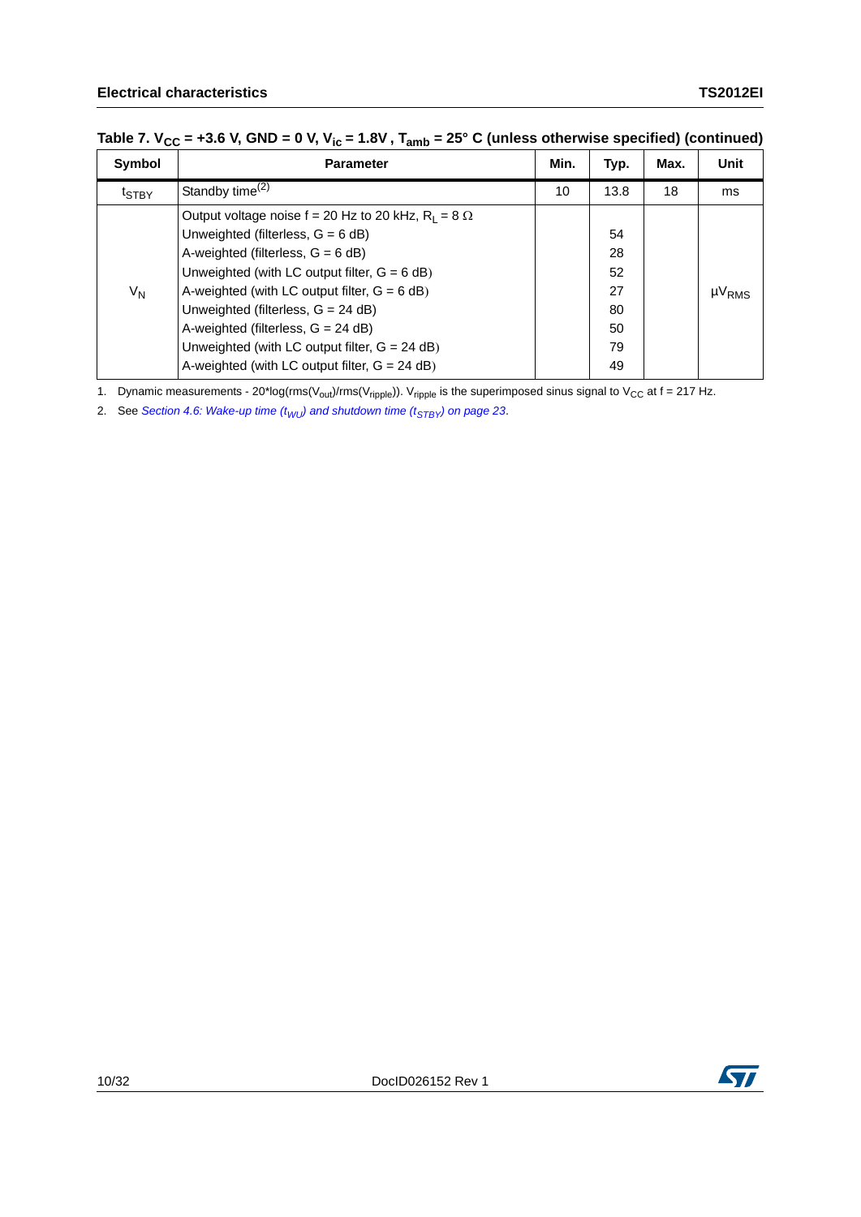**Table 7. $V_{CC}$ = +3.6 V, GND = 0 V, $V_{ic}$ = 1.8V , $T_{amb}$ = 25° C (unless otherwise specified) (continued)**

| Symbol | Parameter | Min. | Typ. | Max. | Unit |
|---|---|---|---|---|---|
| $t_{STBY}$ | Standby time[2] | 10 | 13.8 | 18 | ms |
| $V_N$ | Output voltage noise f = 20 Hz to 20 kHz, $R_L$ = 8 Ω<br>Unweighted (filterless, G = 6 dB)<br>A-weighted (filterless, G = 6 dB)<br>Unweighted (with LC output filter, G = 6 dB)<br>A-weighted (with LC output filter, G = 6 dB)<br>Unweighted (filterless, G = 24 dB)<br>A-weighted (filterless, G = 24 dB)<br>Unweighted (with LC output filter, G = 24 dB)<br>A-weighted (with LC output filter, G = 24 dB) | | <br>54<br>28<br>52<br>27<br>80<br>50<br>79<br>49 | | $\mu V_{RMS}$ |

1. Dynamic measurements - 20*log(rms($V_{out}$)/rms($V_{ripple}$)). $V_{ripple}$ is the superimposed sinus signal to $V_{CC}$ at f = 217 Hz.
2. See *Section 4.6: Wake-up time ($t_{WU}$) and shutdown time ($t_{STBY}$) on page 23*.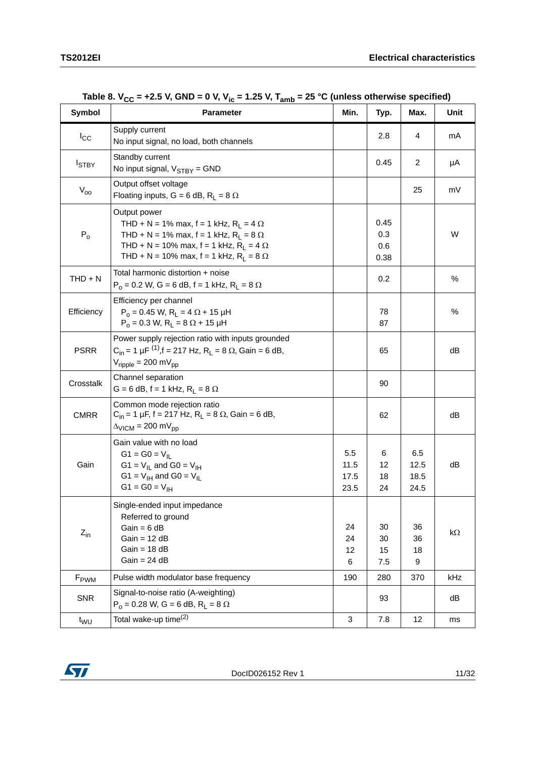Table 8. $V_{CC}$ = +2.5 V, GND = 0 V, $V_{ic}$ = 1.25 V, $T_{amb}$ = 25 °C (unless otherwise specified)

| Symbol | Parameter | Min. | Typ. | Max. | Unit |
|---|---|---|---|---|---|
| $I_{CC}$ | Supply current<br>No input signal, no load, both channels | | 2.8 | 4 | mA |
| $I_{STBY}$ | Standby current<br>No input signal, $V_{STBY}$ = GND | | 0.45 | 2 | µA |
| $V_{oo}$ | Output offset voltage<br>Floating inputs, G = 6 dB, $R_L$ = 8 Ω | | | 25 | mV |
| $P_o$ | Output power<br>THD + N = 1% max, f = 1 kHz, $R_L$ = 4 Ω<br>THD + N = 1% max, f = 1 kHz, $R_L$ = 8 Ω<br>THD + N = 10% max, f = 1 kHz, $R_L$ = 4 Ω<br>THD + N = 10% max, f = 1 kHz, $R_L$ = 8 Ω | | 0.45<br>0.3<br>0.6<br>0.38 | | W |
| THD + N | Total harmonic distortion + noise<br>$P_o$ = 0.2 W, G = 6 dB, f = 1 kHz, $R_L$ = 8 Ω | | 0.2 | | % |
| Efficiency | Efficiency per channel<br>$P_o$ = 0.45 W, $R_L$ = 4 Ω + 15 µH<br>$P_o$ = 0.3 W, $R_L$ = 8 Ω + 15 µH | | 78<br>87 | | % |
| PSRR | Power supply rejection ratio with inputs grounded<br>$C_{in}$ = 1 µF (1), f = 217 Hz, $R_L$ = 8 Ω, Gain = 6 dB, $V_{ripple}$ = 200 $mV_{pp}$ | | 65 | | dB |
| Crosstalk | Channel separation<br>G = 6 dB, f = 1 kHz, $R_L$ = 8 Ω | | 90 | | |
| CMRR | Common mode rejection ratio<br>$C_{in}$ = 1 µF, f = 217 Hz, $R_L$ = 8 Ω, Gain = 6 dB, $\Delta_{VICM}$ = 200 $mV_{pp}$ | | 62 | | dB |
| Gain | Gain value with no load<br>G1 = G0 = $V_{IL}$<br>G1 = $V_{IL}$ and G0 = $V_{IH}$<br>G1 = $V_{IH}$ and G0 = $V_{IL}$<br>G1 = G0 = $V_{IH}$ | 5.5<br>11.5<br>17.5<br>23.5 | 6<br>12<br>18<br>24 | 6.5<br>12.5<br>18.5<br>24.5 | dB |
| $Z_{in}$ | Single-ended input impedance<br>Referred to ground<br>Gain = 6 dB<br>Gain = 12 dB<br>Gain = 18 dB<br>Gain = 24 dB | 24<br>24<br>12<br>6 | 30<br>30<br>15<br>7.5 | 36<br>36<br>18<br>9 | kΩ |
| $F_{PWM}$ | Pulse width modulator base frequency | 190 | 280 | 370 | kHz |
| SNR | Signal-to-noise ratio (A-weighting)<br>$P_o$ = 0.28 W, G = 6 dB, $R_L$ = 8 Ω | | 93 | | dB |
| $t_{WU}$ | Total wake-up time(2) | 3 | 7.8 | 12 | ms |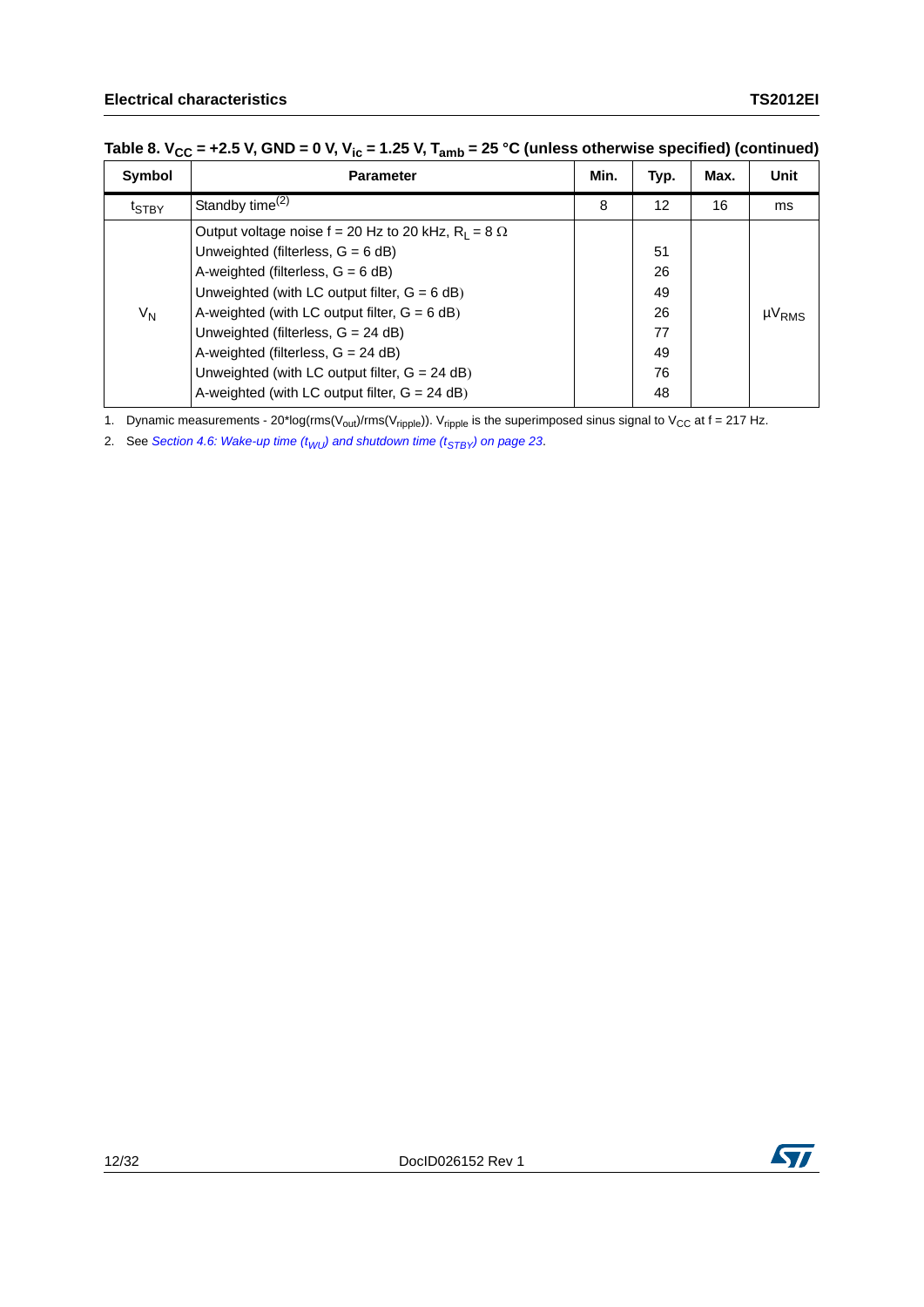Table 8. $V_{CC}$ = +2.5 V, GND = 0 V, $V_{ic}$ = 1.25 V, $T_{amb}$ = 25 °C (unless otherwise specified) (continued)

| Symbol | Parameter | Min. | Typ. | Max. | Unit |
|---|---|---|---|---|---|
| $t_{STBY}$ | Standby time[(2)] | 8 | 12 | 16 | ms |
| $V_N$ | Output voltage noise f = 20 Hz to 20 kHz, $R_L$ = 8 Ω | | | | $\mu V_{RMS}$ |
| | Unweighted (filterless, G = 6 dB) | | 51 | | |
| | A-weighted (filterless, G = 6 dB) | | 26 | | |
| | Unweighted (with LC output filter, G = 6 dB) | | 49 | | |
| | A-weighted (with LC output filter, G = 6 dB) | | 26 | | |
| | Unweighted (filterless, G = 24 dB) | | 77 | | |
| | A-weighted (filterless, G = 24 dB) | | 49 | | |
| | Unweighted (with LC output filter, G = 24 dB) | | 76 | | |
| | A-weighted (with LC output filter, G = 24 dB) | | 48 | | |

1. Dynamic measurements - 20*log(rms($V_{out}$)/rms($V_{ripple}$)). $V_{ripple}$ is the superimposed sinus signal to $V_{CC}$ at f = 217 Hz.
2. See *Section 4.6: Wake-up time ($t_{WU}$) and shutdown time ($t_{STBY}$) on page 23*.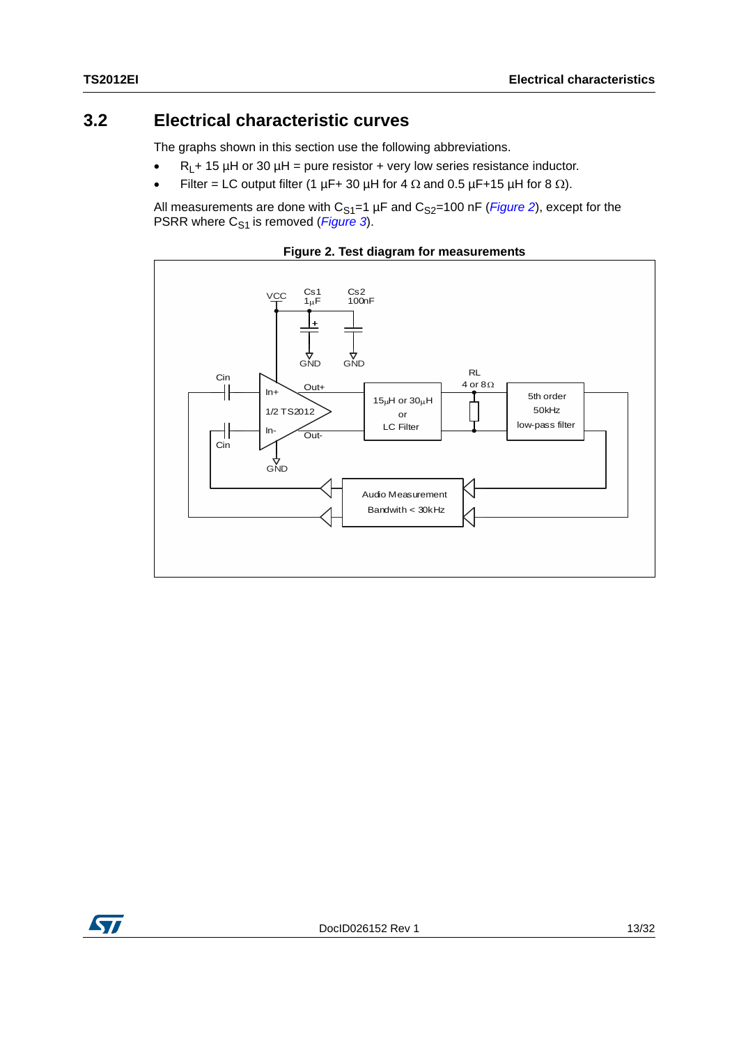## 3.2 Electrical characteristic curves

The graphs shown in this section use the following abbreviations.

- $R_L$+ 15 µH or 30 µH = pure resistor + very low series resistance inductor.
- Filter = LC output filter (1 µF+ 30 µH for 4 Ω and 0.5 µF+15 µH for 8 Ω).

All measurements are done with $C_{S1}$=1 µF and $C_{S2}$=100 nF (*Figure 2*), except for the PSRR where $C_{S1}$ is removed (*Figure 3*).

**Figure 2. Test diagram for measurements**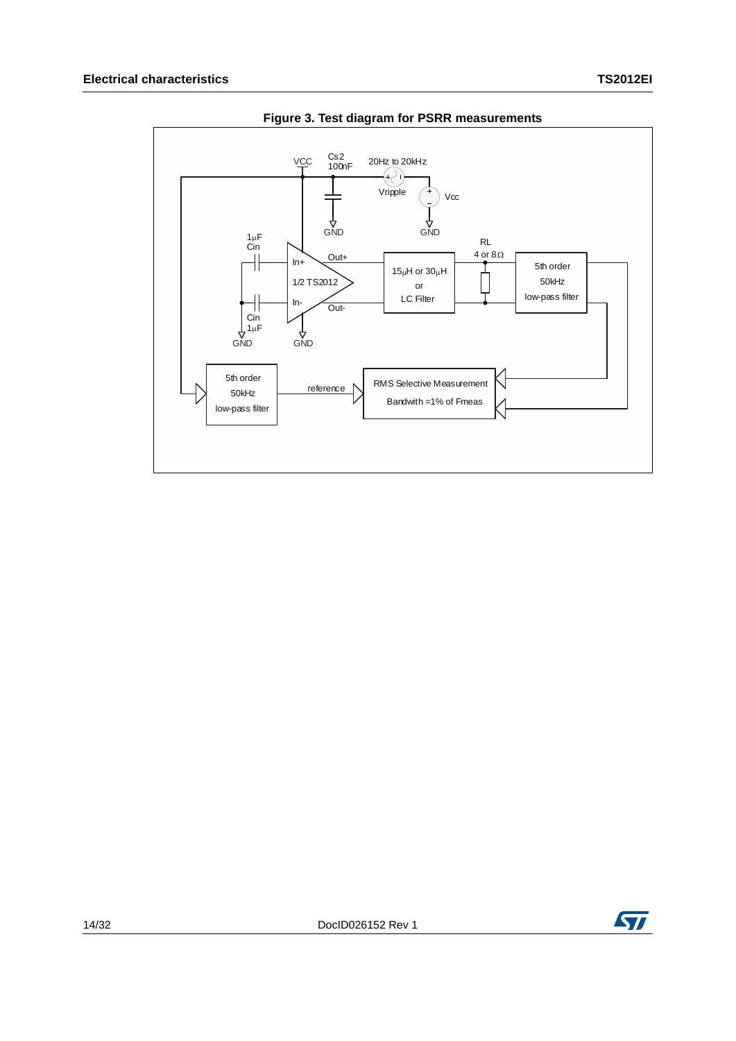**Figure 3. Test diagram for PSRR measurements**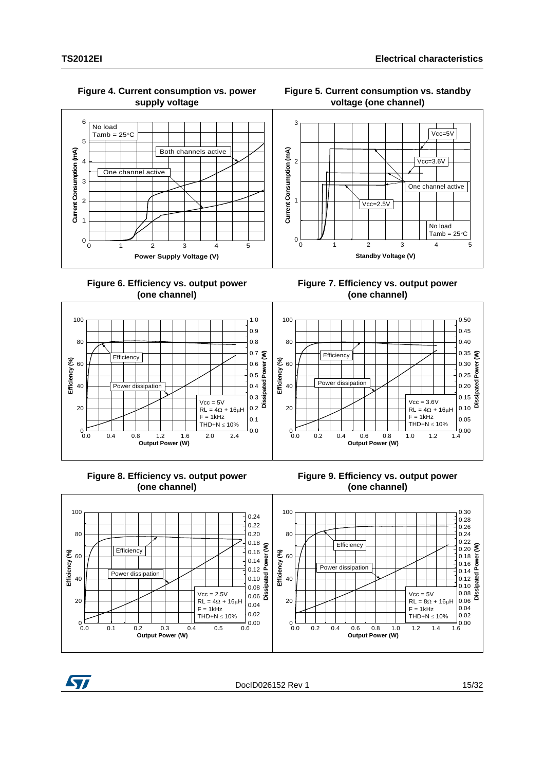**Figure 4. Current consumption vs. power supply voltage**

**Figure 5. Current consumption vs. standby voltage (one channel)**

**Figure 6. Efficiency vs. output power (one channel)**

**Figure 7. Efficiency vs. output power (one channel)**

**Figure 8. Efficiency vs. output power (one channel)**

**Figure 9. Efficiency vs. output power (one channel)**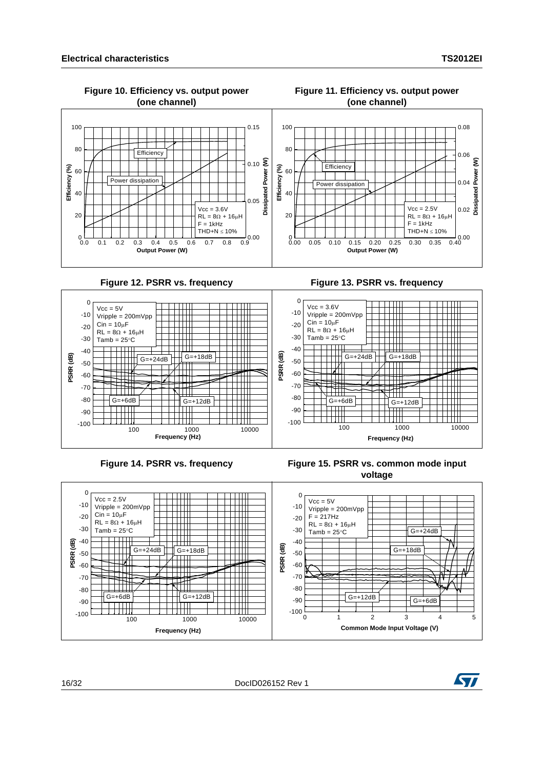**Figure 10. Efficiency vs. output power (one channel)**

Vcc = 3.6V
RL = 8Ω + 16μH
F = 1kHz
THD+N ≤ 10%

**Figure 11. Efficiency vs. output power (one channel)**

Vcc = 2.5V
RL = 8Ω + 16μH
F = 1kHz
THD+N ≤ 10%

**Figure 12. PSRR vs. frequency**

Vcc = 5V
Vripple = 200mVpp
Cin = 10μF
RL = 8Ω + 16μH
Tamb = 25°C

**Figure 13. PSRR vs. frequency**

Vcc = 3.6V
Vripple = 200mVpp
Cin = 10μF
RL = 8Ω + 16μH
Tamb = 25°C

**Figure 14. PSRR vs. frequency**

Vcc = 2.5V
Vripple = 200mVpp
Cin = 10μF
RL = 8Ω + 16μH
Tamb = 25°C

**Figure 15. PSRR vs. common mode input voltage**

Vcc = 5V
Vripple = 200mVpp
F = 217Hz
RL = 8Ω + 16μH
Tamb = 25°C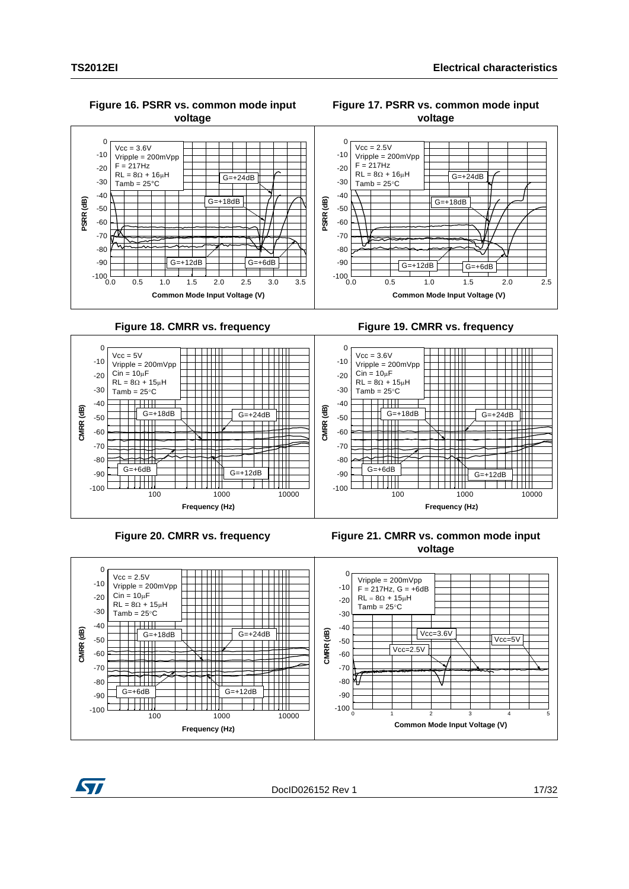**Figure 16. PSRR vs. common mode input voltage**

Vcc = 3.6V
Vripple = 200mVpp
F = 217Hz
RL = 8Ω + 16µH
Tamb = 25°C

G=+24dB, G=+18dB, G=+12dB, G=+6dB

PSRR (dB) vs. Common Mode Input Voltage (V)

**Figure 17. PSRR vs. common mode input voltage**

Vcc = 2.5V
Vripple = 200mVpp
F = 217Hz
RL = 8Ω + 16µH
Tamb = 25°C

G=+24dB, G=+18dB, G=+12dB, G=+6dB

PSRR (dB) vs. Common Mode Input Voltage (V)

**Figure 18. CMRR vs. frequency**

Vcc = 5V
Vripple = 200mVpp
Cin = 10µF
RL = 8Ω + 15µH
Tamb = 25°C

G=+18dB, G=+24dB, G=+6dB, G=+12dB

CMRR (dB) vs. Frequency (Hz)

**Figure 19. CMRR vs. frequency**

Vcc = 3.6V
Vripple = 200mVpp
Cin = 10µF
RL = 8Ω + 15µH
Tamb = 25°C

G=+18dB, G=+24dB, G=+6dB, G=+12dB

CMRR (dB) vs. Frequency (Hz)

**Figure 20. CMRR vs. frequency**

Vcc = 2.5V
Vripple = 200mVpp
Cin = 10µF
RL = 8Ω + 15µH
Tamb = 25°C

G=+18dB, G=+24dB, G=+6dB, G=+12dB

CMRR (dB) vs. Frequency (Hz)

**Figure 21. CMRR vs. common mode input voltage**

Vripple = 200mVpp
F = 217Hz, G = +6dB
RL = 8Ω + 15µH
Tamb = 25°C

Vcc=3.6V, Vcc=5V, Vcc=2.5V

CMRR (dB) vs. Common Mode Input Voltage (V)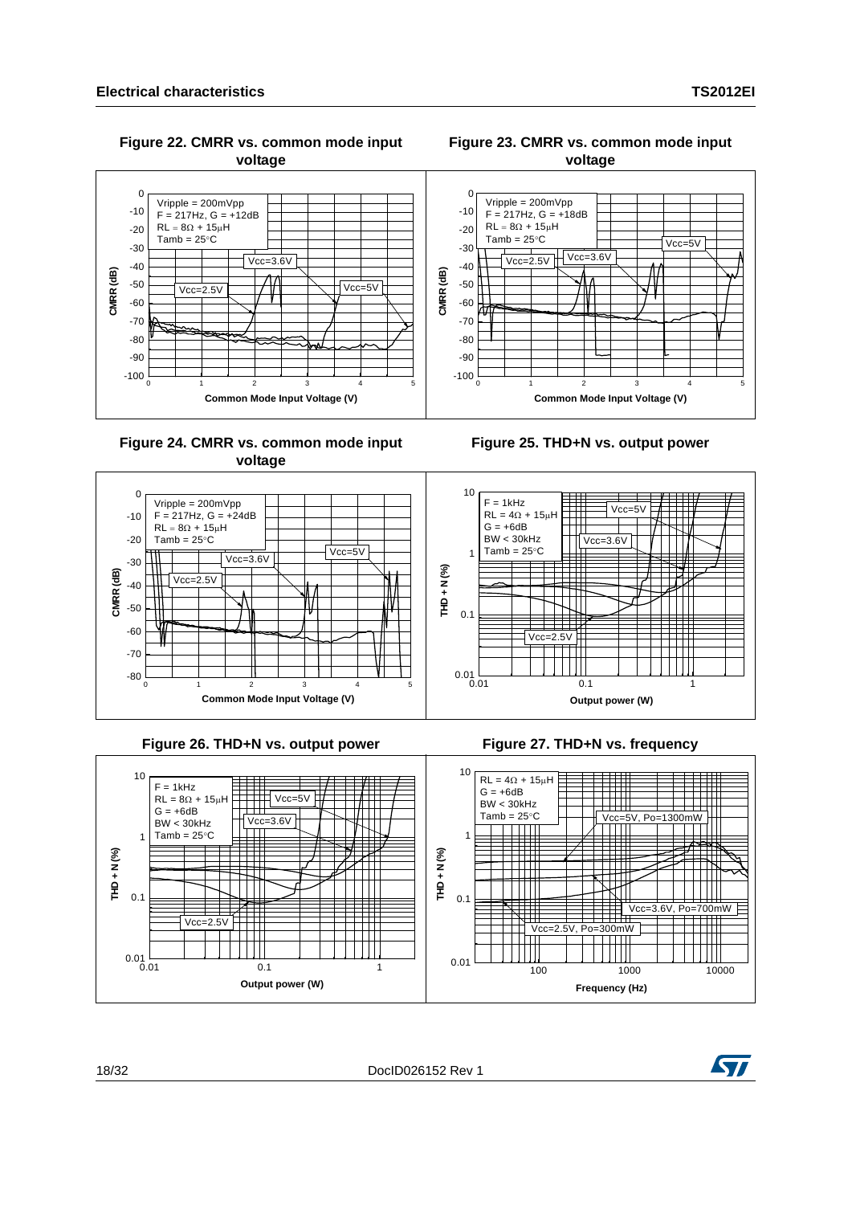**Figure 22. CMRR vs. common mode input voltage**

**Figure 23. CMRR vs. common mode input voltage**

**Figure 24. CMRR vs. common mode input voltage**

**Figure 25. THD+N vs. output power**

**Figure 26. THD+N vs. output power**

**Figure 27. THD+N vs. frequency**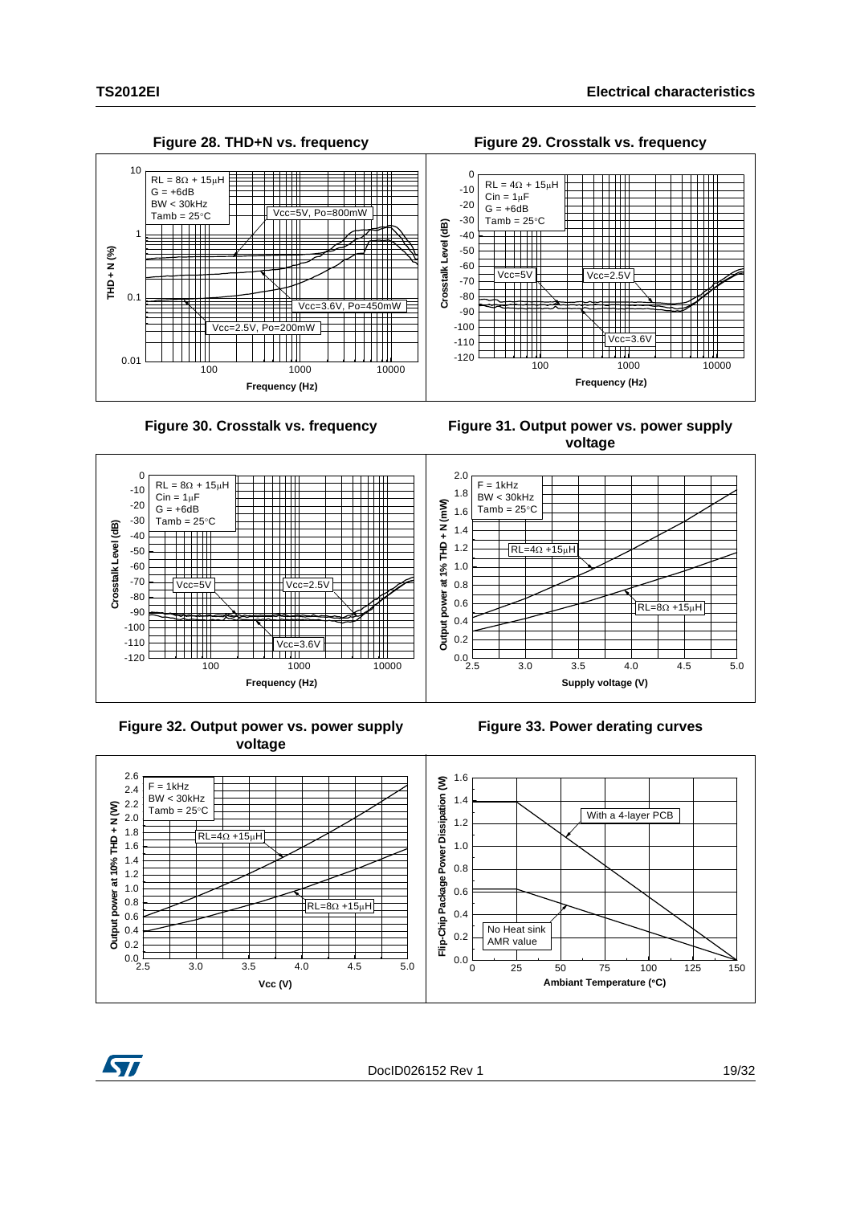Figure 28. THD+N vs. frequency

RL = 8Ω + 15µH
G = +6dB
BW < 30kHz
Tamb = 25°C

Vcc=5V, Po=800mW

Vcc=3.6V, Po=450mW

Vcc=2.5V, Po=200mW

THD + N (%)

Frequency (Hz)

Figure 29. Crosstalk vs. frequency

RL = 4Ω + 15µH
Cin = 1µF
G = +6dB
Tamb = 25°C

Vcc=5V

Vcc=2.5V

Vcc=3.6V

Crosstalk Level (dB)

Frequency (Hz)

Figure 30. Crosstalk vs. frequency

RL = 8Ω + 15µH
Cin = 1µF
G = +6dB
Tamb = 25°C

Vcc=5V

Vcc=2.5V

Vcc=3.6V

Crosstalk Level (dB)

Frequency (Hz)

Figure 31. Output power vs. power supply voltage

F = 1kHz
BW < 30kHz
Tamb = 25°C

RL=4Ω +15µH

RL=8Ω +15µH

Output power at 1% THD + N (mW)

Supply voltage (V)

Figure 32. Output power vs. power supply voltage

F = 1kHz
BW < 30kHz
Tamb = 25°C

RL=4Ω +15µH

RL=8Ω +15µH

Output power at 10% THD + N (W)

Vcc (V)

Figure 33. Power derating curves

With a 4-layer PCB

No Heat sink
AMR value

Flip-Chip Package Power Dissipation (W)

Ambiant Temperature (°C)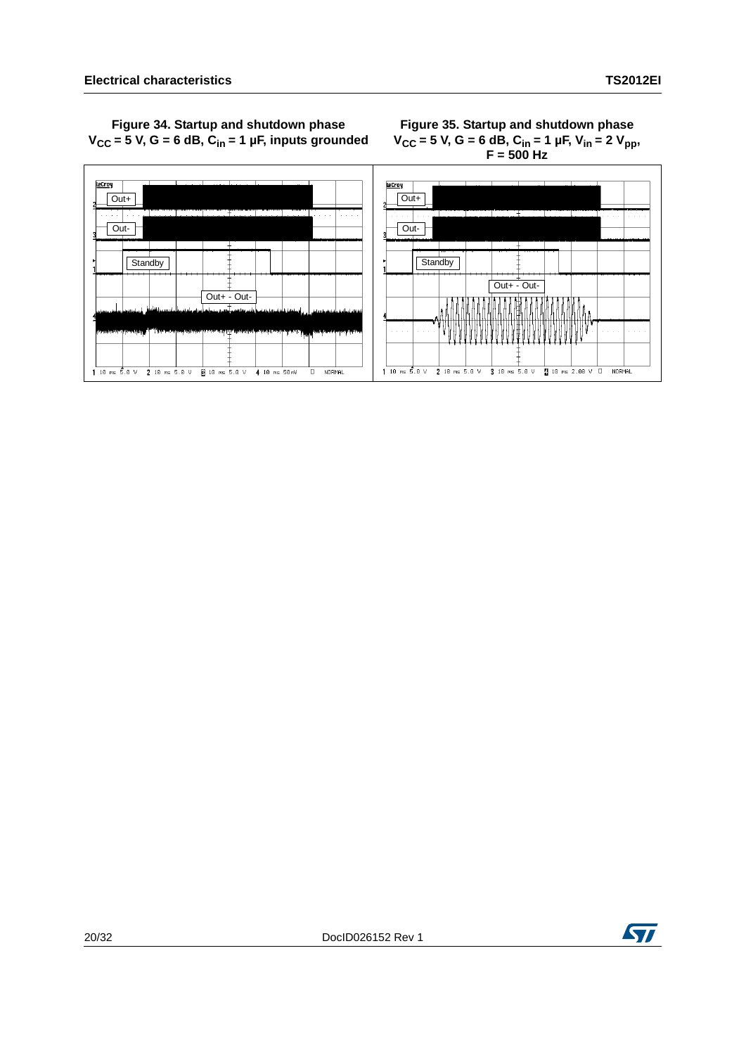**Figure 34. Startup and shutdown phase $V_{CC}$ = 5 V, G = 6 dB, $C_{in}$ = 1 µF, inputs grounded**

**Figure 35. Startup and shutdown phase $V_{CC}$ = 5 V, G = 6 dB, $C_{in}$ = 1 µF, $V_{in}$ = 2 $V_{pp}$, F = 500 Hz**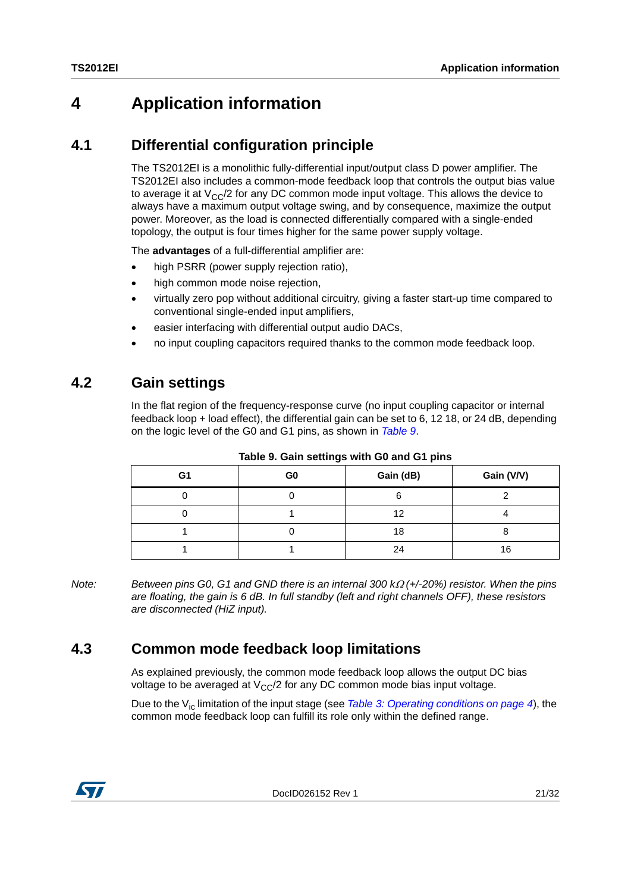# 4 Application information

## 4.1 Differential configuration principle

The TS2012EI is a monolithic fully-differential input/output class D power amplifier. The TS2012EI also includes a common-mode feedback loop that controls the output bias value to average it at $V_{CC}/2$ for any DC common mode input voltage. This allows the device to always have a maximum output voltage swing, and by consequence, maximize the output power. Moreover, as the load is connected differentially compared with a single-ended topology, the output is four times higher for the same power supply voltage.

The **advantages** of a full-differential amplifier are:

- high PSRR (power supply rejection ratio),
- high common mode noise rejection,
- virtually zero pop without additional circuitry, giving a faster start-up time compared to conventional single-ended input amplifiers,
- easier interfacing with differential output audio DACs,
- no input coupling capacitors required thanks to the common mode feedback loop.

## 4.2 Gain settings

In the flat region of the frequency-response curve (no input coupling capacitor or internal feedback loop + load effect), the differential gain can be set to 6, 12 18, or 24 dB, depending on the logic level of the G0 and G1 pins, as shown in *Table 9*.

**Table 9. Gain settings with G0 and G1 pins**

| G1 | G0 | Gain (dB) | Gain (V/V) |
|---|---|---|---|
| 0 | 0 | 6 | 2 |
| 0 | 1 | 12 | 4 |
| 1 | 0 | 18 | 8 |
| 1 | 1 | 24 | 16 |

*Note: Between pins G0, G1 and GND there is an internal 300 kΩ (+/-20%) resistor. When the pins are floating, the gain is 6 dB. In full standby (left and right channels OFF), these resistors are disconnected (HiZ input).*

## 4.3 Common mode feedback loop limitations

As explained previously, the common mode feedback loop allows the output DC bias voltage to be averaged at $V_{CC}/2$ for any DC common mode bias input voltage.

Due to the $V_{ic}$ limitation of the input stage (see *Table 3: Operating conditions on page 4*), the common mode feedback loop can fulfill its role only within the defined range.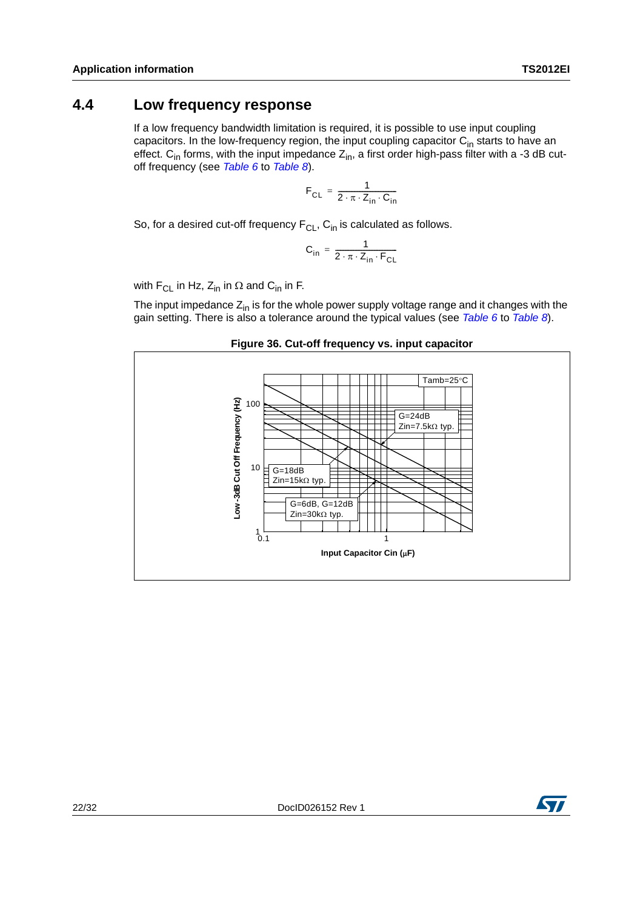## 4.4 Low frequency response

If a low frequency bandwidth limitation is required, it is possible to use input coupling capacitors. In the low-frequency region, the input coupling capacitor $C_{in}$ starts to have an effect. $C_{in}$ forms, with the input impedance $Z_{in}$, a first order high-pass filter with a -3 dB cut-off frequency (see *Table 6* to *Table 8*).

$$F_{CL} = \frac{1}{2 \cdot \pi \cdot Z_{in} \cdot C_{in}}$$

So, for a desired cut-off frequency $F_{CL}$, $C_{in}$ is calculated as follows.

$$C_{in} = \frac{1}{2 \cdot \pi \cdot Z_{in} \cdot F_{CL}}$$

with $F_{CL}$ in Hz, $Z_{in}$ in Ω and $C_{in}$ in F.

The input impedance $Z_{in}$ is for the whole power supply voltage range and it changes with the gain setting. There is also a tolerance around the typical values (see *Table 6* to *Table 8*).

**Figure 36. Cut-off frequency vs. input capacitor**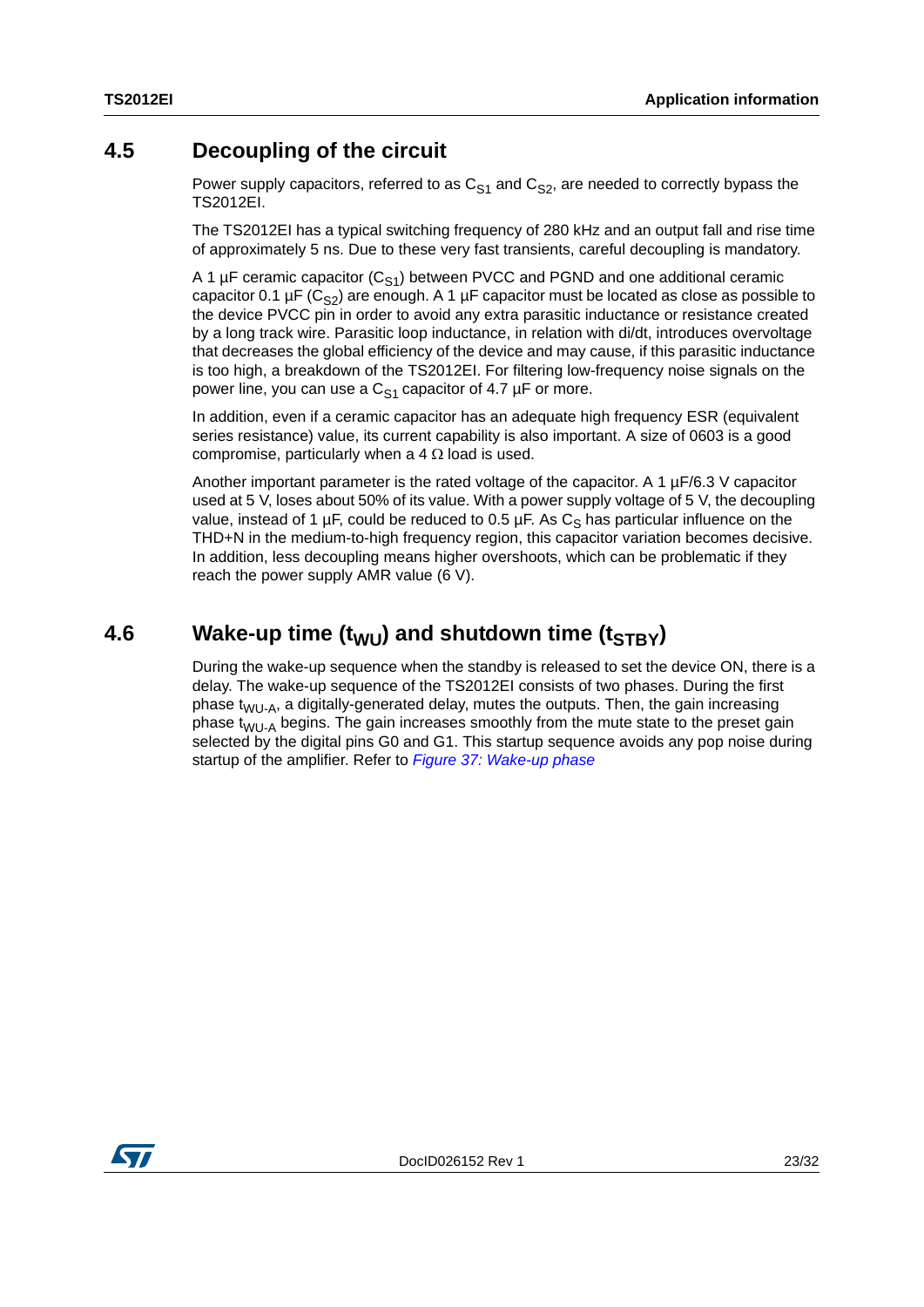## 4.5 Decoupling of the circuit

Power supply capacitors, referred to as $C_{S1}$ and $C_{S2}$, are needed to correctly bypass the TS2012EI.

The TS2012EI has a typical switching frequency of 280 kHz and an output fall and rise time of approximately 5 ns. Due to these very fast transients, careful decoupling is mandatory.

A 1 µF ceramic capacitor ($C_{S1}$) between PVCC and PGND and one additional ceramic capacitor 0.1 µF ($C_{S2}$) are enough. A 1 µF capacitor must be located as close as possible to the device PVCC pin in order to avoid any extra parasitic inductance or resistance created by a long track wire. Parasitic loop inductance, in relation with di/dt, introduces overvoltage that decreases the global efficiency of the device and may cause, if this parasitic inductance is too high, a breakdown of the TS2012EI. For filtering low-frequency noise signals on the power line, you can use a $C_{S1}$ capacitor of 4.7 µF or more.

In addition, even if a ceramic capacitor has an adequate high frequency ESR (equivalent series resistance) value, its current capability is also important. A size of 0603 is a good compromise, particularly when a 4 Ω load is used.

Another important parameter is the rated voltage of the capacitor. A 1 µF/6.3 V capacitor used at 5 V, loses about 50% of its value. With a power supply voltage of 5 V, the decoupling value, instead of 1 µF, could be reduced to 0.5 µF. As $C_S$ has particular influence on the THD+N in the medium-to-high frequency region, this capacitor variation becomes decisive. In addition, less decoupling means higher overshoots, which can be problematic if they reach the power supply AMR value (6 V).

## 4.6 Wake-up time ($t_{WU}$) and shutdown time ($t_{STBY}$)

During the wake-up sequence when the standby is released to set the device ON, there is a delay. The wake-up sequence of the TS2012EI consists of two phases. During the first phase $t_{WU-A}$, a digitally-generated delay, mutes the outputs. Then, the gain increasing phase $t_{WU-A}$ begins. The gain increases smoothly from the mute state to the preset gain selected by the digital pins G0 and G1. This startup sequence avoids any pop noise during startup of the amplifier. Refer to *Figure 37: Wake-up phase*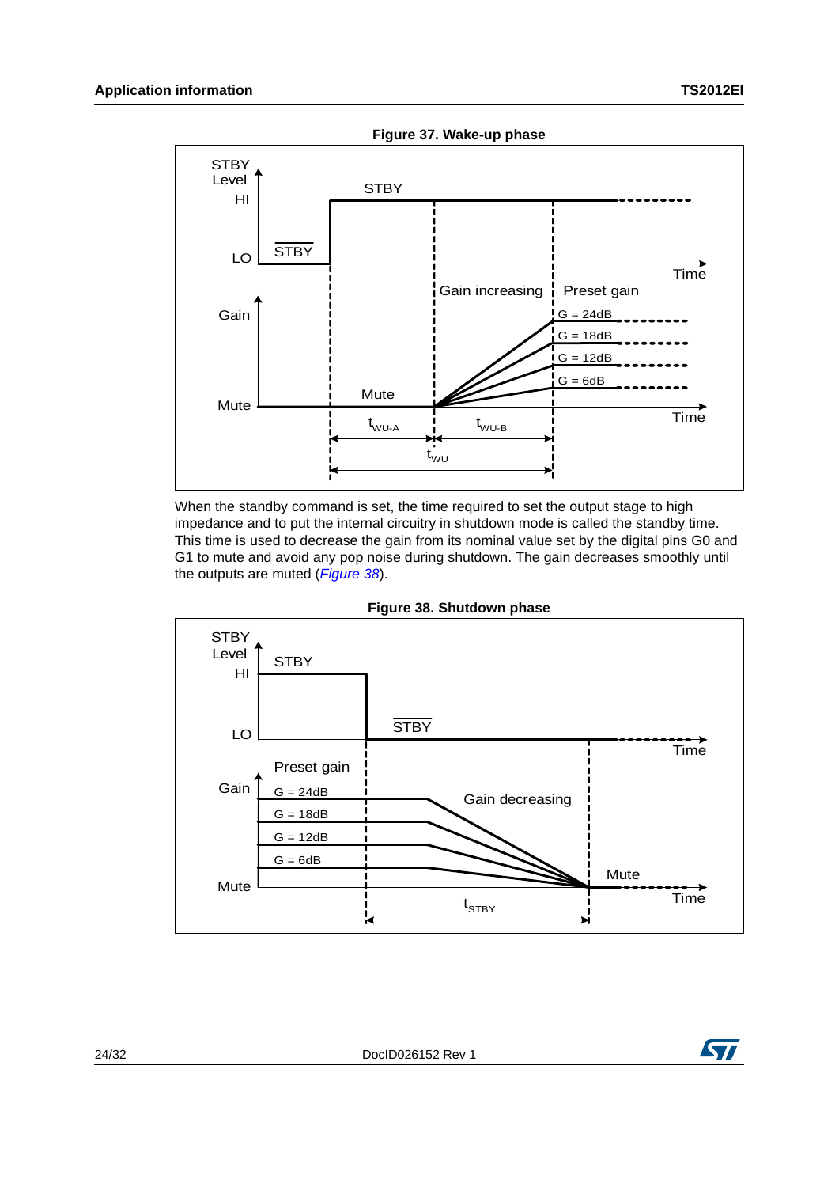**Figure 37. Wake-up phase**

When the standby command is set, the time required to set the output stage to high impedance and to put the internal circuitry in shutdown mode is called the standby time. This time is used to decrease the gain from its nominal value set by the digital pins G0 and G1 to mute and avoid any pop noise during shutdown. The gain decreases smoothly until the outputs are muted (*Figure 38*).

**Figure 38. Shutdown phase**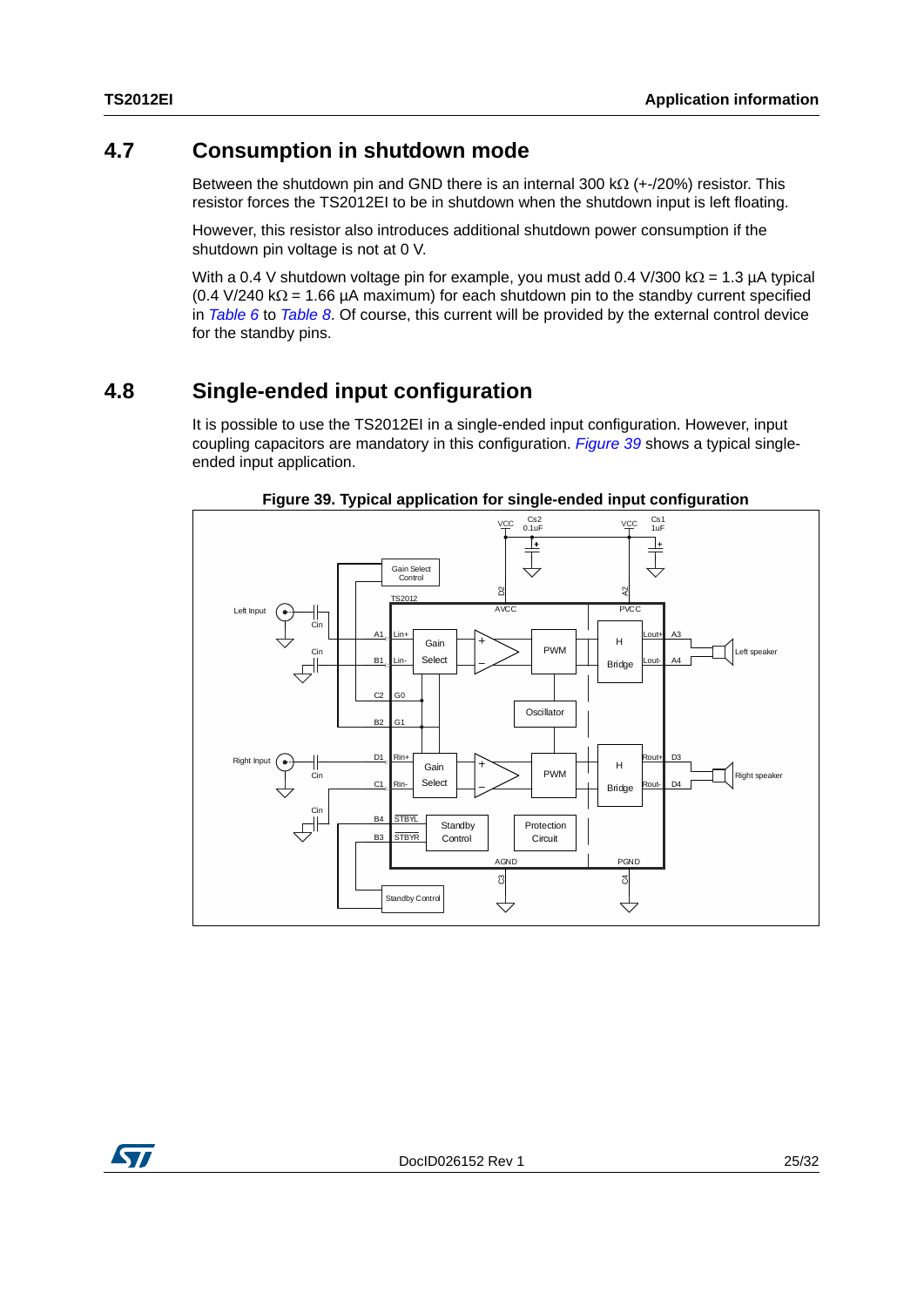## 4.7 Consumption in shutdown mode

Between the shutdown pin and GND there is an internal 300 kΩ (+-/20%) resistor. This resistor forces the TS2012EI to be in shutdown when the shutdown input is left floating.

However, this resistor also introduces additional shutdown power consumption if the shutdown pin voltage is not at 0 V.

With a 0.4 V shutdown voltage pin for example, you must add 0.4 V/300 kΩ = 1.3 µA typical (0.4 V/240 kΩ = 1.66 µA maximum) for each shutdown pin to the standby current specified in *Table 6* to *Table 8*. Of course, this current will be provided by the external control device for the standby pins.

## 4.8 Single-ended input configuration

It is possible to use the TS2012EI in a single-ended input configuration. However, input coupling capacitors are mandatory in this configuration. *Figure 39* shows a typical single-ended input application.

**Figure 39. Typical application for single-ended input configuration**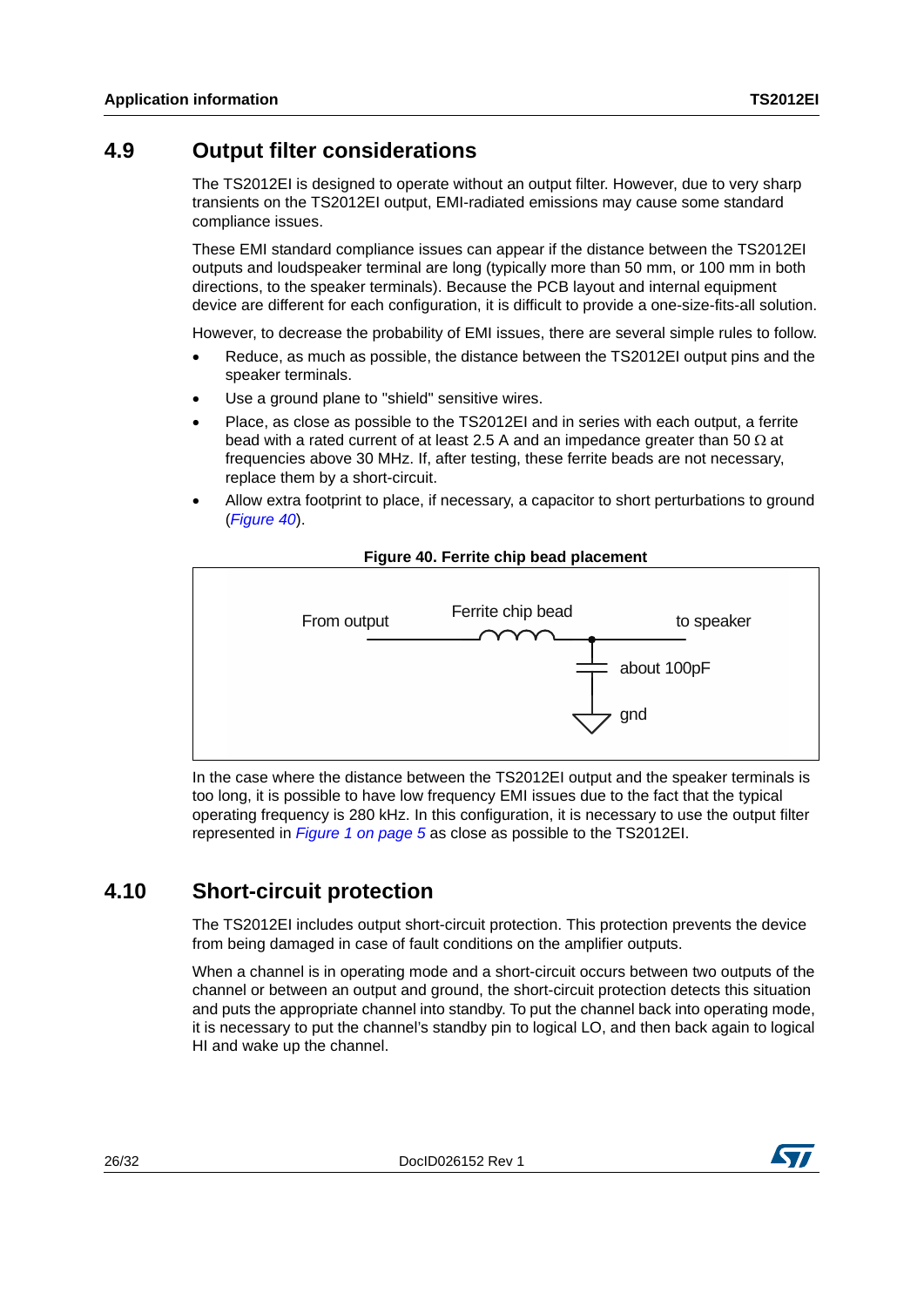## 4.9 Output filter considerations

The TS2012EI is designed to operate without an output filter. However, due to very sharp transients on the TS2012EI output, EMI-radiated emissions may cause some standard compliance issues.

These EMI standard compliance issues can appear if the distance between the TS2012EI outputs and loudspeaker terminal are long (typically more than 50 mm, or 100 mm in both directions, to the speaker terminals). Because the PCB layout and internal equipment device are different for each configuration, it is difficult to provide a one-size-fits-all solution.

However, to decrease the probability of EMI issues, there are several simple rules to follow.

- Reduce, as much as possible, the distance between the TS2012EI output pins and the speaker terminals.
- Use a ground plane to "shield" sensitive wires.
- Place, as close as possible to the TS2012EI and in series with each output, a ferrite bead with a rated current of at least 2.5 A and an impedance greater than 50 Ω at frequencies above 30 MHz. If, after testing, these ferrite beads are not necessary, replace them by a short-circuit.
- Allow extra footprint to place, if necessary, a capacitor to short perturbations to ground (*Figure 40*).

**Figure 40. Ferrite chip bead placement**

From output — Ferrite chip bead — to speaker; about 100pF; gnd

In the case where the distance between the TS2012EI output and the speaker terminals is too long, it is possible to have low frequency EMI issues due to the fact that the typical operating frequency is 280 kHz. In this configuration, it is necessary to use the output filter represented in *Figure 1 on page 5* as close as possible to the TS2012EI.

## 4.10 Short-circuit protection

The TS2012EI includes output short-circuit protection. This protection prevents the device from being damaged in case of fault conditions on the amplifier outputs.

When a channel is in operating mode and a short-circuit occurs between two outputs of the channel or between an output and ground, the short-circuit protection detects this situation and puts the appropriate channel into standby. To put the channel back into operating mode, it is necessary to put the channel's standby pin to logical LO, and then back again to logical HI and wake up the channel.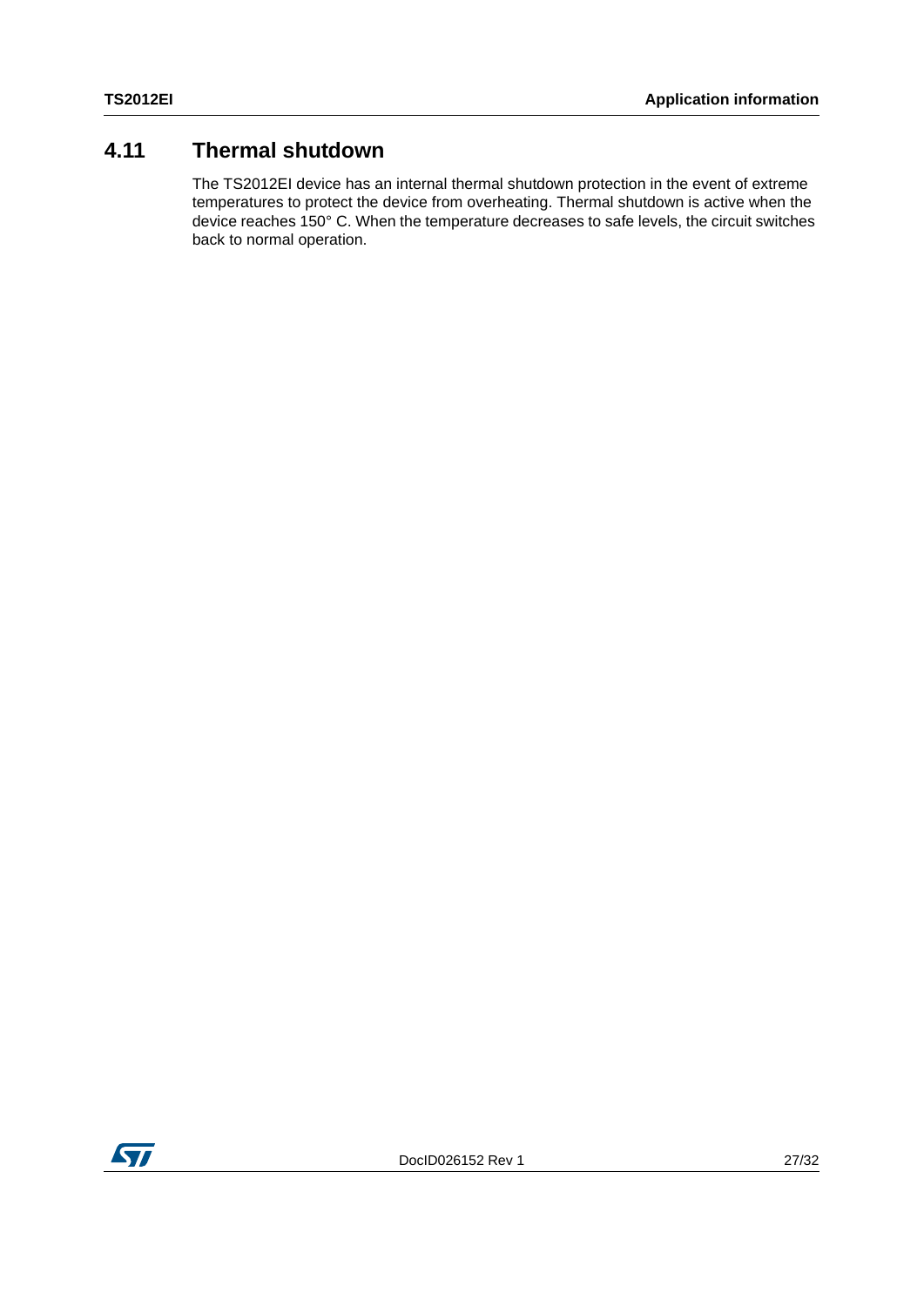## 4.11 Thermal shutdown

The TS2012EI device has an internal thermal shutdown protection in the event of extreme temperatures to protect the device from overheating. Thermal shutdown is active when the device reaches 150° C. When the temperature decreases to safe levels, the circuit switches back to normal operation.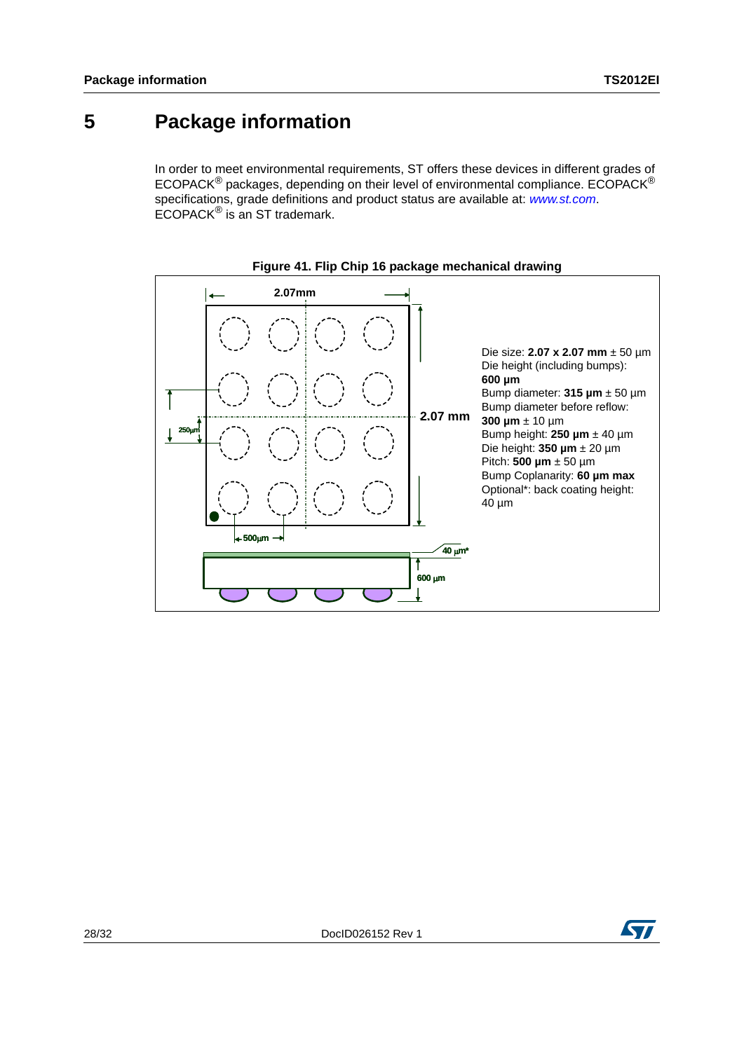# 5 Package information

In order to meet environmental requirements, ST offers these devices in different grades of ECOPACK® packages, depending on their level of environmental compliance. ECOPACK® specifications, grade definitions and product status are available at: *www.st.com*. ECOPACK® is an ST trademark.

**Figure 41. Flip Chip 16 package mechanical drawing**

Die size: **2.07 x 2.07 mm** ± 50 µm
Die height (including bumps): **600 µm**
Bump diameter: **315 µm** ± 50 µm
Bump diameter before reflow: **300 µm** ± 10 µm
Bump height: **250 µm** ± 40 µm
Die height: **350 µm** ± 20 µm
Pitch: **500 µm** ± 50 µm
Bump Coplanarity: **60 µm max**
Optional*: back coating height: 40 µm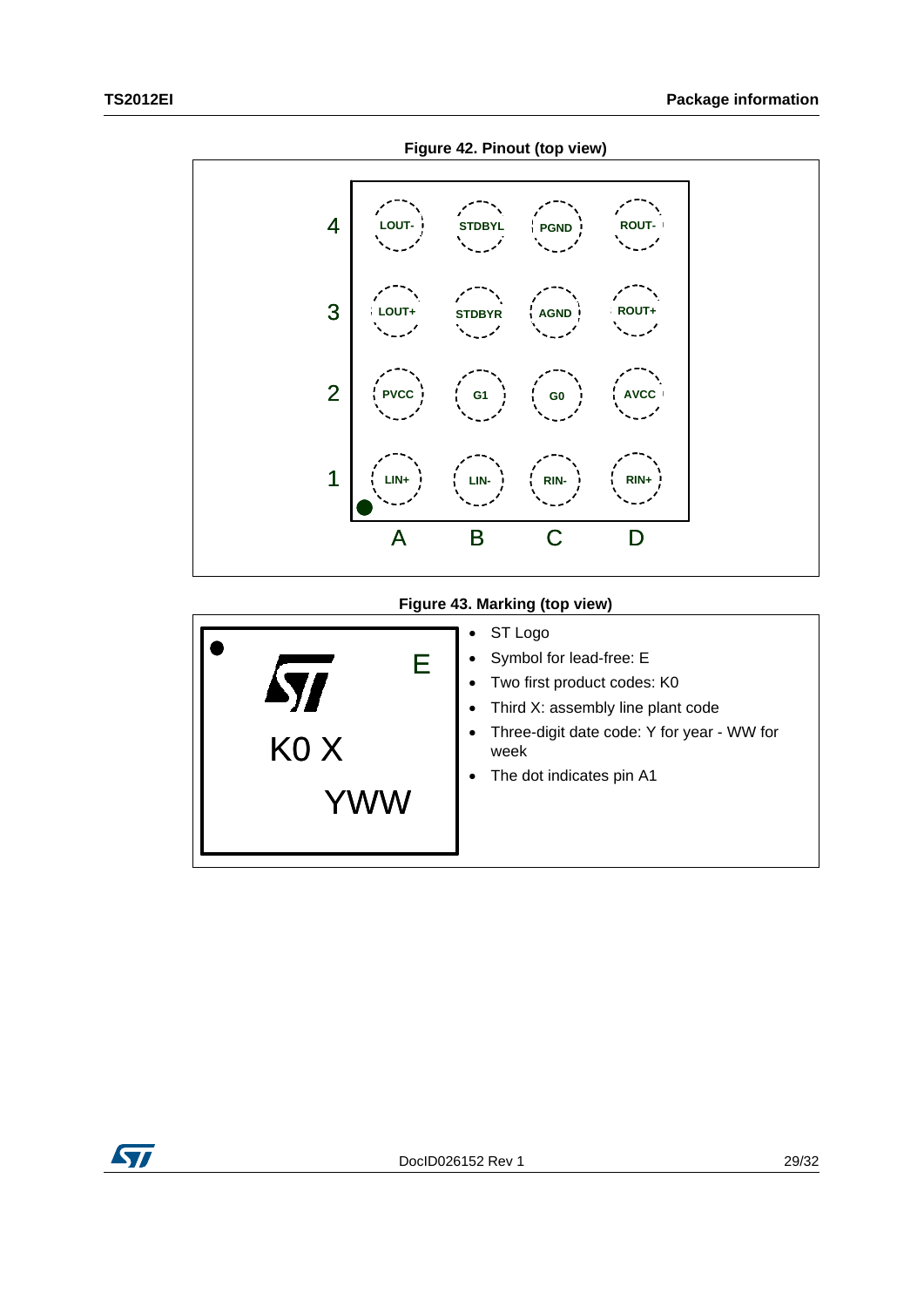**Figure 42. Pinout (top view)**

| | A | B | C | D |
|---|---|---|---|---|
| 4 | LOUT- | STDBYL | PGND | ROUT- |
| 3 | LOUT+ | STDBYR | AGND | ROUT+ |
| 2 | PVCC | G1 | G0 | AVCC |
| 1 | LIN+ | LIN- | RIN- | RIN+ |

**Figure 43. Marking (top view)**

```
●
  ST        E
  K0 X
       YWW
```

- ST Logo
- Symbol for lead-free: E
- Two first product codes: K0
- Third X: assembly line plant code
- Three-digit date code: Y for year - WW for week
- The dot indicates pin A1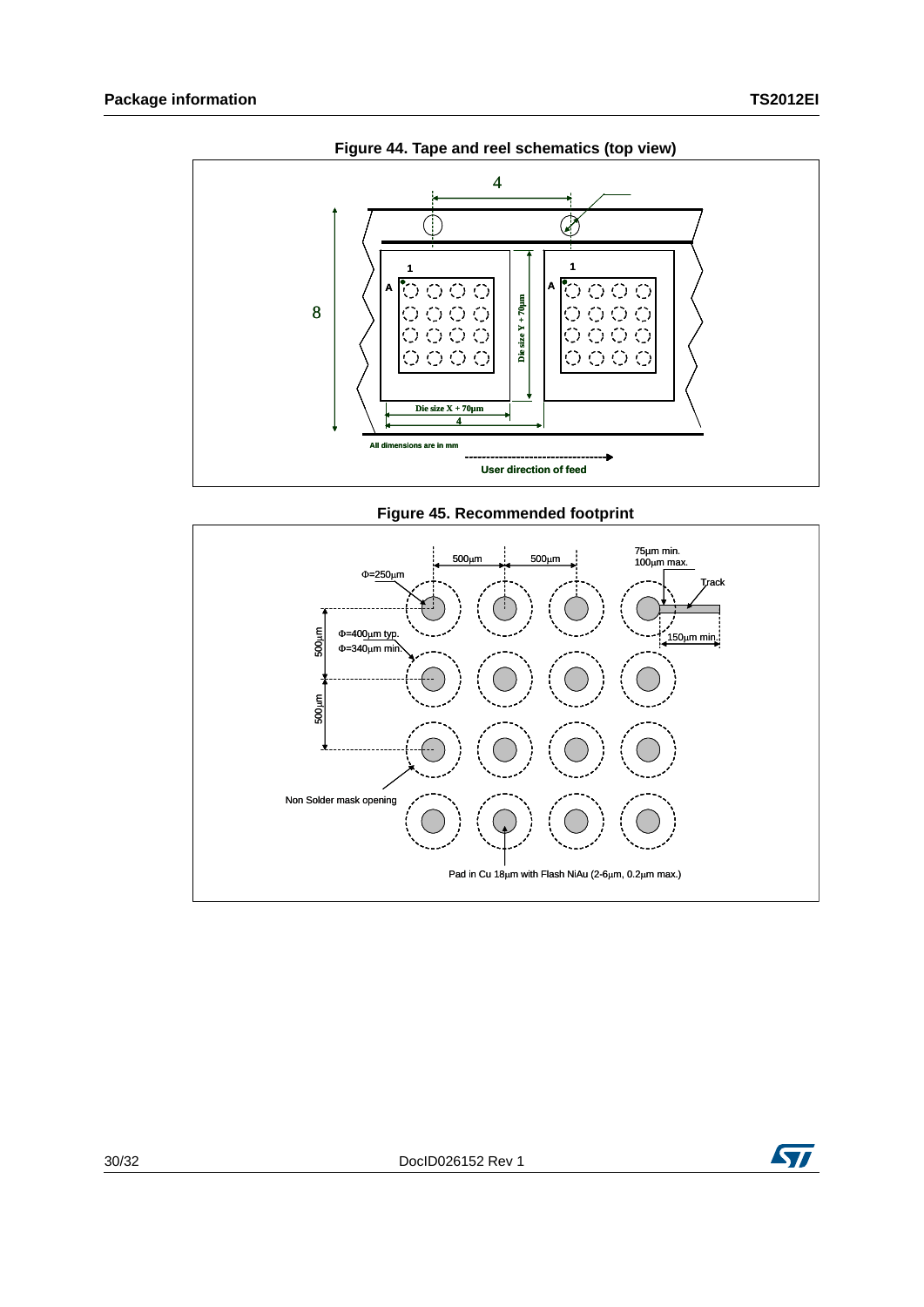**Figure 44. Tape and reel schematics (top view)**

**Figure 45. Recommended footprint**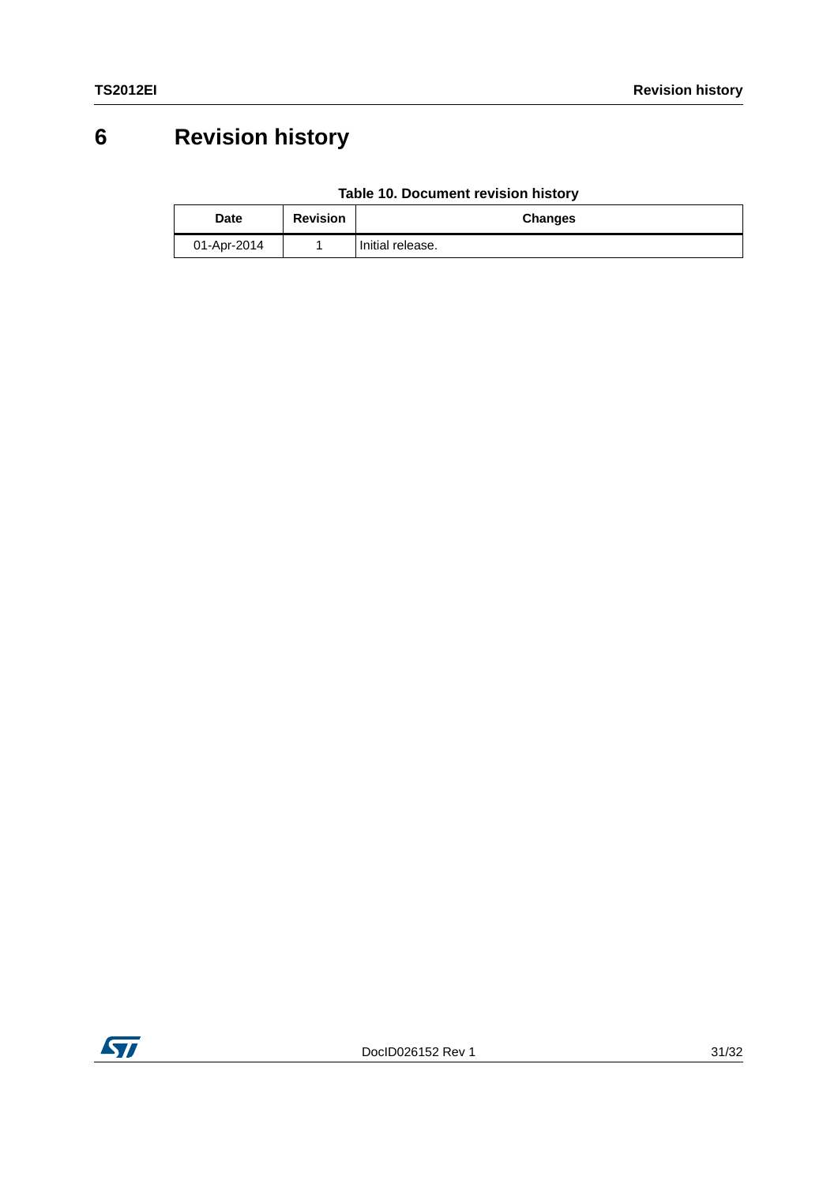# 6 Revision history

**Table 10. Document revision history**

| Date | Revision | Changes |
| --- | --- | --- |
| 01-Apr-2014 | 1 | Initial release. |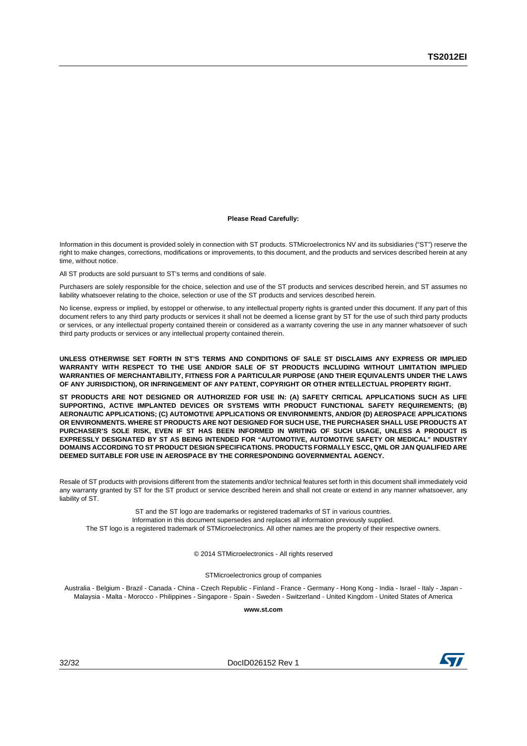**Please Read Carefully:**

Information in this document is provided solely in connection with ST products. STMicroelectronics NV and its subsidiaries ("ST") reserve the right to make changes, corrections, modifications or improvements, to this document, and the products and services described herein at any time, without notice.

All ST products are sold pursuant to ST's terms and conditions of sale.

Purchasers are solely responsible for the choice, selection and use of the ST products and services described herein, and ST assumes no liability whatsoever relating to the choice, selection or use of the ST products and services described herein.

No license, express or implied, by estoppel or otherwise, to any intellectual property rights is granted under this document. If any part of this document refers to any third party products or services it shall not be deemed a license grant by ST for the use of such third party products or services, or any intellectual property contained therein or considered as a warranty covering the use in any manner whatsoever of such third party products or services or any intellectual property contained therein.

**UNLESS OTHERWISE SET FORTH IN ST'S TERMS AND CONDITIONS OF SALE ST DISCLAIMS ANY EXPRESS OR IMPLIED WARRANTY WITH RESPECT TO THE USE AND/OR SALE OF ST PRODUCTS INCLUDING WITHOUT LIMITATION IMPLIED WARRANTIES OF MERCHANTABILITY, FITNESS FOR A PARTICULAR PURPOSE (AND THEIR EQUIVALENTS UNDER THE LAWS OF ANY JURISDICTION), OR INFRINGEMENT OF ANY PATENT, COPYRIGHT OR OTHER INTELLECTUAL PROPERTY RIGHT.**

**ST PRODUCTS ARE NOT DESIGNED OR AUTHORIZED FOR USE IN: (A) SAFETY CRITICAL APPLICATIONS SUCH AS LIFE SUPPORTING, ACTIVE IMPLANTED DEVICES OR SYSTEMS WITH PRODUCT FUNCTIONAL SAFETY REQUIREMENTS; (B) AERONAUTIC APPLICATIONS; (C) AUTOMOTIVE APPLICATIONS OR ENVIRONMENTS, AND/OR (D) AEROSPACE APPLICATIONS OR ENVIRONMENTS. WHERE ST PRODUCTS ARE NOT DESIGNED FOR SUCH USE, THE PURCHASER SHALL USE PRODUCTS AT PURCHASER'S SOLE RISK, EVEN IF ST HAS BEEN INFORMED IN WRITING OF SUCH USAGE, UNLESS A PRODUCT IS EXPRESSLY DESIGNATED BY ST AS BEING INTENDED FOR "AUTOMOTIVE, AUTOMOTIVE SAFETY OR MEDICAL" INDUSTRY DOMAINS ACCORDING TO ST PRODUCT DESIGN SPECIFICATIONS. PRODUCTS FORMALLY ESCC, QML OR JAN QUALIFIED ARE DEEMED SUITABLE FOR USE IN AEROSPACE BY THE CORRESPONDING GOVERNMENTAL AGENCY.**

Resale of ST products with provisions different from the statements and/or technical features set forth in this document shall immediately void any warranty granted by ST for the ST product or service described herein and shall not create or extend in any manner whatsoever, any liability of ST.

ST and the ST logo are trademarks or registered trademarks of ST in various countries.
Information in this document supersedes and replaces all information previously supplied.
The ST logo is a registered trademark of STMicroelectronics. All other names are the property of their respective owners.

© 2014 STMicroelectronics - All rights reserved

STMicroelectronics group of companies

Australia - Belgium - Brazil - Canada - China - Czech Republic - Finland - France - Germany - Hong Kong - India - Israel - Italy - Japan - Malaysia - Malta - Morocco - Philippines - Singapore - Spain - Sweden - Switzerland - United Kingdom - United States of America

**www.st.com**